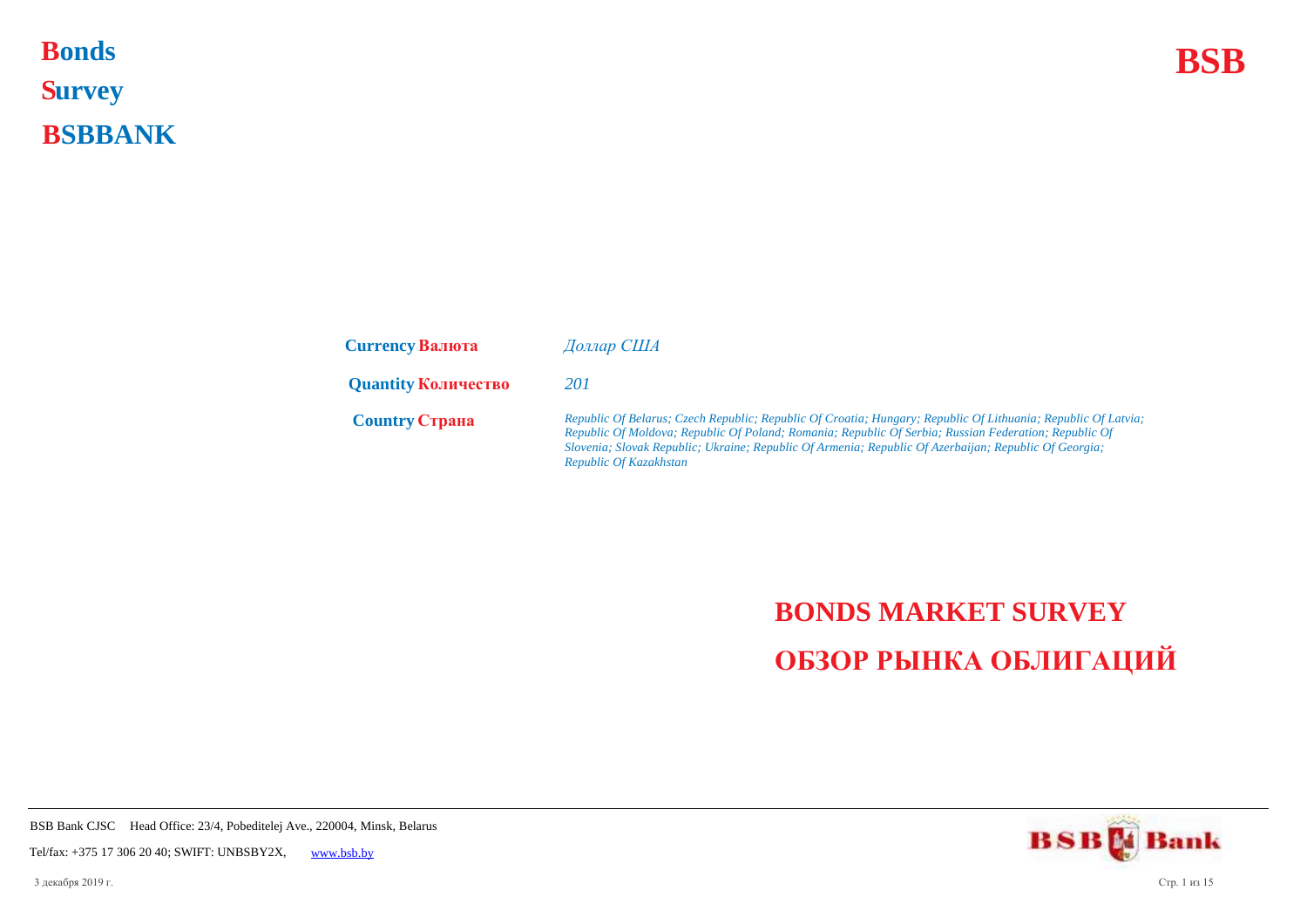# Bonds
# Survey
# BSBBANK

**BSB**

| | |
|---|---|
| **Currency Валюта** | *Доллар США* |
| **Quantity Количество** | *201* |
| **Country Страна** | *Republic Of Belarus; Czech Republic; Republic Of Croatia; Hungary; Republic Of Lithuania; Republic Of Latvia; Republic Of Moldova; Republic Of Poland; Romania; Republic Of Serbia; Russian Federation; Republic Of Slovenia; Slovak Republic; Ukraine; Republic Of Armenia; Republic Of Azerbaijan; Republic Of Georgia; Republic Of Kazakhstan* |

## BONDS MARKET SURVEY
## ОБЗОР РЫНКА ОБЛИГАЦИЙ

BSB Bank CJSC Head Office: 23/4, Pobeditelej Ave., 220004, Minsk, Belarus

Tel/fax: +375 17 306 20 40; SWIFT: UNBSBY2X, www.bsb.by

3 декабря 2019 г.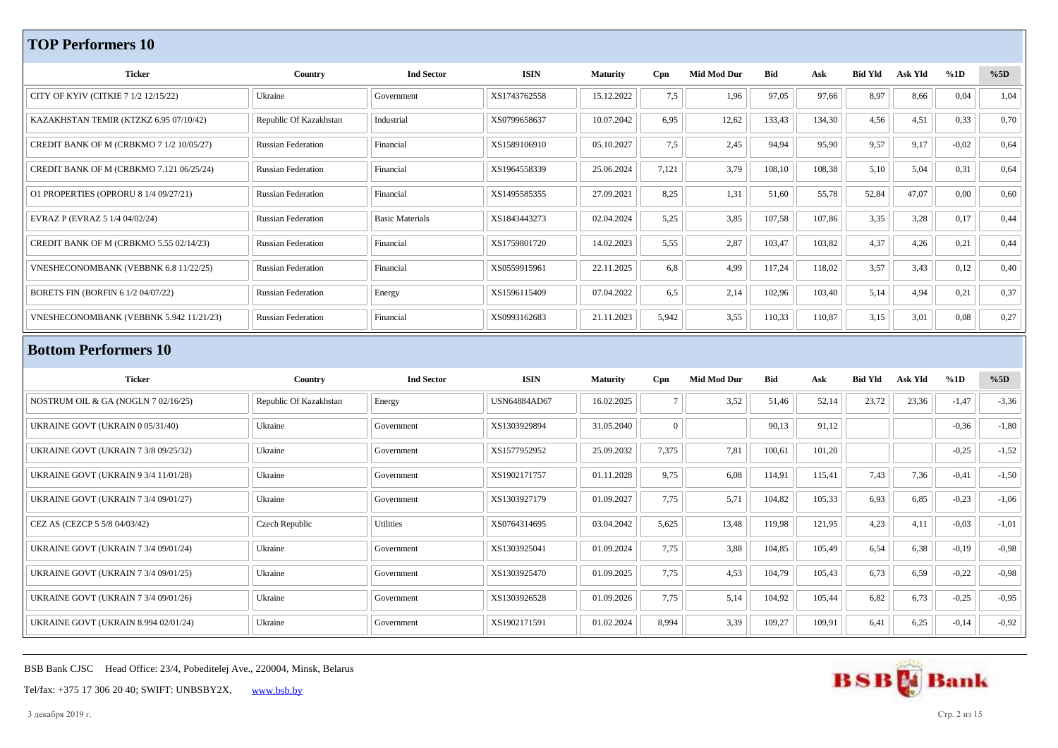## TOP Performers 10

| Ticker | Country | Ind Sector | ISIN | Maturity | Cpn | Mid Mod Dur | Bid | Ask | Bid Yld | Ask Yld | %1D | %5D |
|---|---|---|---|---|---|---|---|---|---|---|---|---|
| CITY OF KYIV (CITKIE 7 1/2 12/15/22) | Ukraine | Government | XS1743762558 | 15.12.2022 | 7,5 | 1,96 | 97,05 | 97,66 | 8,97 | 8,66 | 0,04 | 1,04 |
| KAZAKHSTAN TEMIR (KTZKZ 6.95 07/10/42) | Republic Of Kazakhstan | Industrial | XS0799658637 | 10.07.2042 | 6,95 | 12,62 | 133,43 | 134,30 | 4,56 | 4,51 | 0,33 | 0,70 |
| CREDIT BANK OF M (CRBKMO 7 1/2 10/05/27) | Russian Federation | Financial | XS1589106910 | 05.10.2027 | 7,5 | 2,45 | 94,94 | 95,90 | 9,57 | 9,17 | -0,02 | 0,64 |
| CREDIT BANK OF M (CRBKMO 7.121 06/25/24) | Russian Federation | Financial | XS1964558339 | 25.06.2024 | 7,121 | 3,79 | 108,10 | 108,38 | 5,10 | 5,04 | 0,31 | 0,64 |
| O1 PROPERTIES (OPRORU 8 1/4 09/27/21) | Russian Federation | Financial | XS1495585355 | 27.09.2021 | 8,25 | 1,31 | 51,60 | 55,78 | 52,84 | 47,07 | 0,00 | 0,60 |
| EVRAZ P (EVRAZ 5 1/4 04/02/24) | Russian Federation | Basic Materials | XS1843443273 | 02.04.2024 | 5,25 | 3,85 | 107,58 | 107,86 | 3,35 | 3,28 | 0,17 | 0,44 |
| CREDIT BANK OF M (CRBKMO 5.55 02/14/23) | Russian Federation | Financial | XS1759801720 | 14.02.2023 | 5,55 | 2,87 | 103,47 | 103,82 | 4,37 | 4,26 | 0,21 | 0,44 |
| VNESHECONOMBANK (VEBBNK 6.8 11/22/25) | Russian Federation | Financial | XS0559915961 | 22.11.2025 | 6,8 | 4,99 | 117,24 | 118,02 | 3,57 | 3,43 | 0,12 | 0,40 |
| BORETS FIN (BORFIN 6 1/2 04/07/22) | Russian Federation | Energy | XS1596115409 | 07.04.2022 | 6,5 | 2,14 | 102,96 | 103,40 | 5,14 | 4,94 | 0,21 | 0,37 |
| VNESHECONOMBANK (VEBBNK 5.942 11/21/23) | Russian Federation | Financial | XS0993162683 | 21.11.2023 | 5,942 | 3,55 | 110,33 | 110,87 | 3,15 | 3,01 | 0,08 | 0,27 |

## Bottom Performers 10

| Ticker | Country | Ind Sector | ISIN | Maturity | Cpn | Mid Mod Dur | Bid | Ask | Bid Yld | Ask Yld | %1D | %5D |
|---|---|---|---|---|---|---|---|---|---|---|---|---|
| NOSTRUM OIL & GA (NOGLN 7 02/16/25) | Republic Of Kazakhstan | Energy | USN64884AD67 | 16.02.2025 | 7 | 3,52 | 51,46 | 52,14 | 23,72 | 23,36 | -1,47 | -3,36 |
| UKRAINE GOVT (UKRAIN 0 05/31/40) | Ukraine | Government | XS1303929894 | 31.05.2040 | 0 | | 90,13 | 91,12 | | | -0,36 | -1,80 |
| UKRAINE GOVT (UKRAIN 7 3/8 09/25/32) | Ukraine | Government | XS1577952952 | 25.09.2032 | 7,375 | 7,81 | 100,61 | 101,20 | | | -0,25 | -1,52 |
| UKRAINE GOVT (UKRAIN 9 3/4 11/01/28) | Ukraine | Government | XS1902171757 | 01.11.2028 | 9,75 | 6,08 | 114,91 | 115,41 | 7,43 | 7,36 | -0,41 | -1,50 |
| UKRAINE GOVT (UKRAIN 7 3/4 09/01/27) | Ukraine | Government | XS1303927179 | 01.09.2027 | 7,75 | 5,71 | 104,82 | 105,33 | 6,93 | 6,85 | -0,23 | -1,06 |
| CEZ AS (CEZCP 5 5/8 04/03/42) | Czech Republic | Utilities | XS0764314695 | 03.04.2042 | 5,625 | 13,48 | 119,98 | 121,95 | 4,23 | 4,11 | -0,03 | -1,01 |
| UKRAINE GOVT (UKRAIN 7 3/4 09/01/24) | Ukraine | Government | XS1303925041 | 01.09.2024 | 7,75 | 3,88 | 104,85 | 105,49 | 6,54 | 6,38 | -0,19 | -0,98 |
| UKRAINE GOVT (UKRAIN 7 3/4 09/01/25) | Ukraine | Government | XS1303925470 | 01.09.2025 | 7,75 | 4,53 | 104,79 | 105,43 | 6,73 | 6,59 | -0,22 | -0,98 |
| UKRAINE GOVT (UKRAIN 7 3/4 09/01/26) | Ukraine | Government | XS1303926528 | 01.09.2026 | 7,75 | 5,14 | 104,92 | 105,44 | 6,82 | 6,73 | -0,25 | -0,95 |
| UKRAINE GOVT (UKRAIN 8.994 02/01/24) | Ukraine | Government | XS1902171591 | 01.02.2024 | 8,994 | 3,39 | 109,27 | 109,91 | 6,41 | 6,25 | -0,14 | -0,92 |

BSB Bank CJSC Head Office: 23/4, Pobeditelej Ave., 220004, Minsk, Belarus

Tel/fax: +375 17 306 20 40; SWIFT: UNBSBY2X, www.bsb.by

3 декабря 2019 г.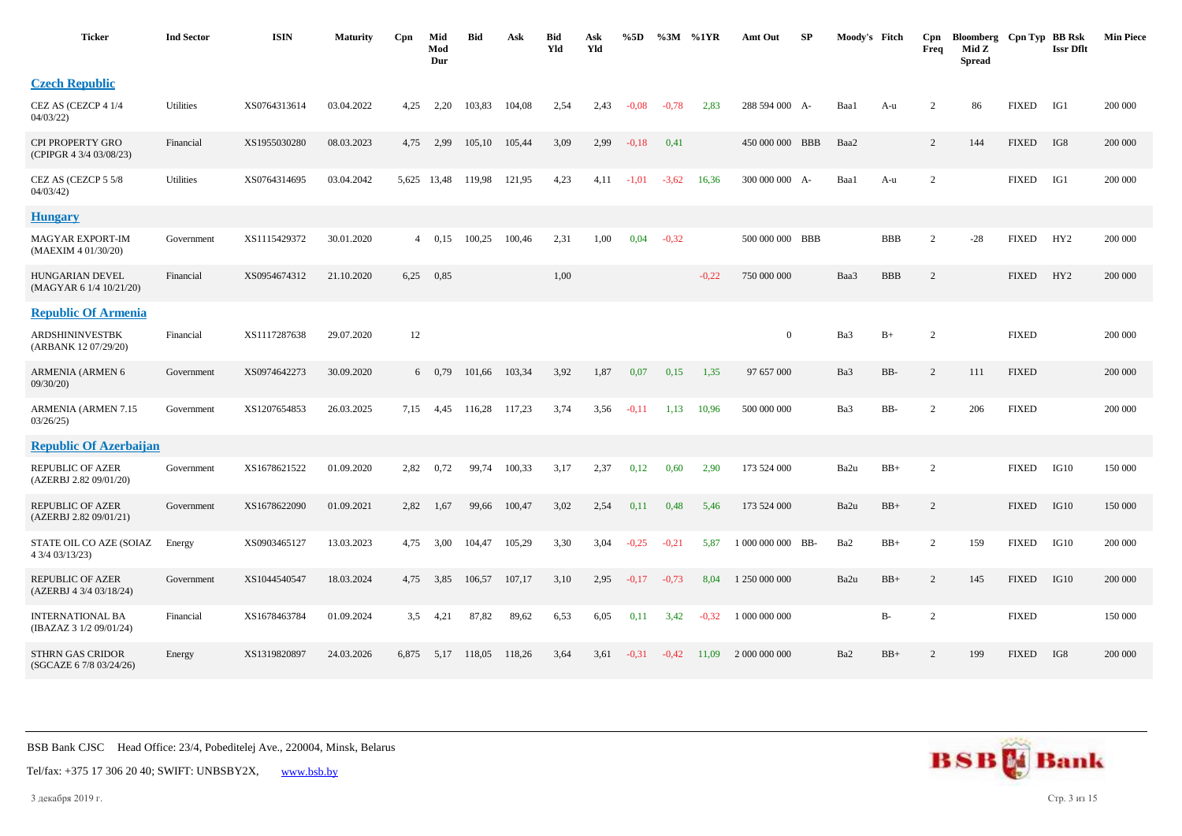| Ticker | Ind Sector | ISIN | Maturity | Cpn | Mid Mod Dur | Bid | Ask | Bid Yld | Ask Yld | %5D | %3M | %1YR | Amt Out | SP | Moody's | Fitch | Cpn Freq | Bloomberg Mid Z Spread | Cpn Typ | BB Rsk Issr Dflt | Min Piece |
|---|---|---|---|---|---|---|---|---|---|---|---|---|---|---|---|---|---|---|---|---|---|
| **Czech Republic** | | | | | | | | | | | | | | | | | | | | | |
| CEZ AS (CEZCP 4 1/4 04/03/22) | Utilities | XS0764313614 | 03.04.2022 | 4,25 | 2,20 | 103,83 | 104,08 | 2,54 | 2,43 | -0,08 | -0,78 | 2,83 | 288 594 000 | A- | Baa1 | A-u | 2 | 86 | FIXED | IG1 | 200 000 |
| CPI PROPERTY GRO (CPIPGR 4 3/4 03/08/23) | Financial | XS1955030280 | 08.03.2023 | 4,75 | 2,99 | 105,10 | 105,44 | 3,09 | 2,99 | -0,18 | 0,41 | | 450 000 000 | BBB | Baa2 | | 2 | 144 | FIXED | IG8 | 200 000 |
| CEZ AS (CEZCP 5 5/8 04/03/42) | Utilities | XS0764314695 | 03.04.2042 | 5,625 | 13,48 | 119,98 | 121,95 | 4,23 | 4,11 | -1,01 | -3,62 | 16,36 | 300 000 000 | A- | Baa1 | A-u | 2 | | FIXED | IG1 | 200 000 |
| **Hungary** | | | | | | | | | | | | | | | | | | | | | |
| MAGYAR EXPORT-IM (MAEXIM 4 01/30/20) | Government | XS1115429372 | 30.01.2020 | 4 | 0,15 | 100,25 | 100,46 | 2,31 | 1,00 | 0,04 | -0,32 | | 500 000 000 | BBB | | BBB | 2 | -28 | FIXED | HY2 | 200 000 |
| HUNGARIAN DEVEL (MAGYAR 6 1/4 10/21/20) | Financial | XS0954674312 | 21.10.2020 | 6,25 | 0,85 | | | 1,00 | | | | -0,22 | 750 000 000 | | Baa3 | BBB | 2 | | FIXED | HY2 | 200 000 |
| **Republic Of Armenia** | | | | | | | | | | | | | | | | | | | | | |
| ARDSHININVESTBK (ARBANK 12 07/29/20) | Financial | XS1117287638 | 29.07.2020 | 12 | | | | | | | | | 0 | | Ba3 | B+ | 2 | | FIXED | | 200 000 |
| ARMENIA (ARMEN 6 09/30/20) | Government | XS0974642273 | 30.09.2020 | 6 | 0,79 | 101,66 | 103,34 | 3,92 | 1,87 | 0,07 | 0,15 | 1,35 | 97 657 000 | | Ba3 | BB- | 2 | 111 | FIXED | | 200 000 |
| ARMENIA (ARMEN 7.15 03/26/25) | Government | XS1207654853 | 26.03.2025 | 7,15 | 4,45 | 116,28 | 117,23 | 3,74 | 3,56 | -0,11 | 1,13 | 10,96 | 500 000 000 | | Ba3 | BB- | 2 | 206 | FIXED | | 200 000 |
| **Republic Of Azerbaijan** | | | | | | | | | | | | | | | | | | | | | |
| REPUBLIC OF AZER (AZERBJ 2.82 09/01/20) | Government | XS1678621522 | 01.09.2020 | 2,82 | 0,72 | 99,74 | 100,33 | 3,17 | 2,37 | 0,12 | 0,60 | 2,90 | 173 524 000 | | Ba2u | BB+ | 2 | | FIXED | IG10 | 150 000 |
| REPUBLIC OF AZER (AZERBJ 2.82 09/01/21) | Government | XS1678622090 | 01.09.2021 | 2,82 | 1,67 | 99,66 | 100,47 | 3,02 | 2,54 | 0,11 | 0,48 | 5,46 | 173 524 000 | | Ba2u | BB+ | 2 | | FIXED | IG10 | 150 000 |
| STATE OIL CO AZE (SOIAZ 4 3/4 03/13/23) | Energy | XS0903465127 | 13.03.2023 | 4,75 | 3,00 | 104,47 | 105,29 | 3,30 | 3,04 | -0,25 | -0,21 | 5,87 | 1 000 000 000 | BB- | Ba2 | BB+ | 2 | 159 | FIXED | IG10 | 200 000 |
| REPUBLIC OF AZER (AZERBJ 4 3/4 03/18/24) | Government | XS1044540547 | 18.03.2024 | 4,75 | 3,85 | 106,57 | 107,17 | 3,10 | 2,95 | -0,17 | -0,73 | 8,04 | 1 250 000 000 | | Ba2u | BB+ | 2 | 145 | FIXED | IG10 | 200 000 |
| INTERNATIONAL BA (IBAZAZ 3 1/2 09/01/24) | Financial | XS1678463784 | 01.09.2024 | 3,5 | 4,21 | 87,82 | 89,62 | 6,53 | 6,05 | 0,11 | 3,42 | -0,32 | 1 000 000 000 | | | B- | 2 | | FIXED | | 150 000 |
| STHRN GAS CRIDOR (SGCAZE 6 7/8 03/24/26) | Energy | XS1319820897 | 24.03.2026 | 6,875 | 5,17 | 118,05 | 118,26 | 3,64 | 3,61 | -0,31 | -0,42 | 11,09 | 2 000 000 000 | | Ba2 | BB+ | 2 | 199 | FIXED | IG8 | 200 000 |

BSB Bank CJSC Head Office: 23/4, Pobeditelej Ave., 220004, Minsk, Belarus

Tel/fax: +375 17 306 20 40; SWIFT: UNBSBY2X, www.bsb.by

3 декабря 2019 г.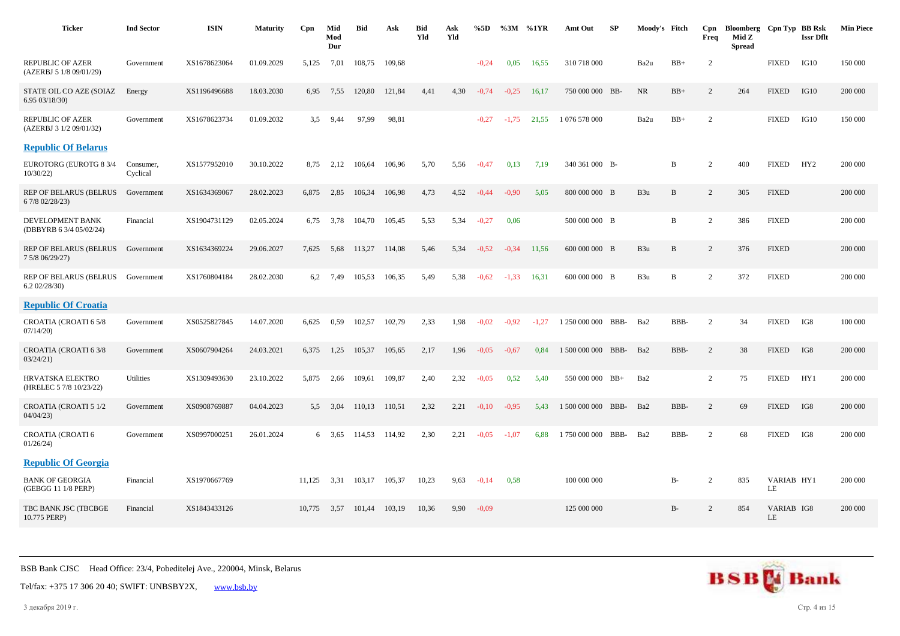| Ticker | Ind Sector | ISIN | Maturity | Cpn | Mid Mod Dur | Bid | Ask | Bid Yld | Ask Yld | %5D | %3M | %1YR | Amt Out | SP | Moody's | Fitch | Cpn Freq | Bloomberg Mid Z Spread | Cpn Typ | BB Rsk Issr Dflt | Min Piece |
|---|---|---|---|---|---|---|---|---|---|---|---|---|---|---|---|---|---|---|---|---|---|
| REPUBLIC OF AZER (AZERBJ 5 1/8 09/01/29) | Government | XS1678623064 | 01.09.2029 | 5,125 | 7,01 | 108,75 | 109,68 | | | -0,24 | 0,05 | 16,55 | 310 718 000 | | Ba2u | BB+ | 2 | | FIXED | IG10 | 150 000 |
| STATE OIL CO AZE (SOIAZ 6.95 03/18/30) | Energy | XS1196496688 | 18.03.2030 | 6,95 | 7,55 | 120,80 | 121,84 | 4,41 | 4,30 | -0,74 | -0,25 | 16,17 | 750 000 000 | BB- | NR | BB+ | 2 | 264 | FIXED | IG10 | 200 000 |
| REPUBLIC OF AZER (AZERBJ 3 1/2 09/01/32) | Government | XS1678623734 | 01.09.2032 | 3,5 | 9,44 | 97,99 | 98,81 | | | -0,27 | -1,75 | 21,55 | 1 076 578 000 | | Ba2u | BB+ | 2 | | FIXED | IG10 | 150 000 |
| **Republic Of Belarus** | | | | | | | | | | | | | | | | | | | | | |
| EUROTORG (EUROTG 8 3/4 10/30/22) | Consumer, Cyclical | XS1577952010 | 30.10.2022 | 8,75 | 2,12 | 106,64 | 106,96 | 5,70 | 5,56 | -0,47 | 0,13 | 7,19 | 340 361 000 | B- | | B | 2 | 400 | FIXED | HY2 | 200 000 |
| REP OF BELARUS (BELRUS 6 7/8 02/28/23) | Government | XS1634369067 | 28.02.2023 | 6,875 | 2,85 | 106,34 | 106,98 | 4,73 | 4,52 | -0,44 | -0,90 | 5,05 | 800 000 000 | B | B3u | B | 2 | 305 | FIXED | | 200 000 |
| DEVELOPMENT BANK (DBBYRB 6 3/4 05/02/24) | Financial | XS1904731129 | 02.05.2024 | 6,75 | 3,78 | 104,70 | 105,45 | 5,53 | 5,34 | -0,27 | 0,06 | | 500 000 000 | B | | B | 2 | 386 | FIXED | | 200 000 |
| REP OF BELARUS (BELRUS 7 5/8 06/29/27) | Government | XS1634369224 | 29.06.2027 | 7,625 | 5,68 | 113,27 | 114,08 | 5,46 | 5,34 | -0,52 | -0,34 | 11,56 | 600 000 000 | B | B3u | B | 2 | 376 | FIXED | | 200 000 |
| REP OF BELARUS (BELRUS 6.2 02/28/30) | Government | XS1760804184 | 28.02.2030 | 6,2 | 7,49 | 105,53 | 106,35 | 5,49 | 5,38 | -0,62 | -1,33 | 16,31 | 600 000 000 | B | B3u | B | 2 | 372 | FIXED | | 200 000 |
| **Republic Of Croatia** | | | | | | | | | | | | | | | | | | | | | |
| CROATIA (CROATI 6 5/8 07/14/20) | Government | XS0525827845 | 14.07.2020 | 6,625 | 0,59 | 102,57 | 102,79 | 2,33 | 1,98 | -0,02 | -0,92 | -1,27 | 1 250 000 000 | BBB- | Ba2 | BBB- | 2 | 34 | FIXED | IG8 | 100 000 |
| CROATIA (CROATI 6 3/8 03/24/21) | Government | XS0607904264 | 24.03.2021 | 6,375 | 1,25 | 105,37 | 105,65 | 2,17 | 1,96 | -0,05 | -0,67 | 0,84 | 1 500 000 000 | BBB- | Ba2 | BBB- | 2 | 38 | FIXED | IG8 | 200 000 |
| HRVATSKA ELEKTRO (HRELEC 5 7/8 10/23/22) | Utilities | XS1309493630 | 23.10.2022 | 5,875 | 2,66 | 109,61 | 109,87 | 2,40 | 2,32 | -0,05 | 0,52 | 5,40 | 550 000 000 | BB+ | Ba2 | | 2 | 75 | FIXED | HY1 | 200 000 |
| CROATIA (CROATI 5 1/2 04/04/23) | Government | XS0908769887 | 04.04.2023 | 5,5 | 3,04 | 110,13 | 110,51 | 2,32 | 2,21 | -0,10 | -0,95 | 5,43 | 1 500 000 000 | BBB- | Ba2 | BBB- | 2 | 69 | FIXED | IG8 | 200 000 |
| CROATIA (CROATI 6 01/26/24) | Government | XS0997000251 | 26.01.2024 | 6 | 3,65 | 114,53 | 114,92 | 2,30 | 2,21 | -0,05 | -1,07 | 6,88 | 1 750 000 000 | BBB- | Ba2 | BBB- | 2 | 68 | FIXED | IG8 | 200 000 |
| **Republic Of Georgia** | | | | | | | | | | | | | | | | | | | | | |
| BANK OF GEORGIA (GEBGG 11 1/8 PERP) | Financial | XS1970667769 | | 11,125 | 3,31 | 103,17 | 105,37 | 10,23 | 9,63 | -0,14 | 0,58 | | 100 000 000 | | | B- | 2 | 835 | VARIABLE | HY1 | 200 000 |
| TBC BANK JSC (TBCBGE 10.775 PERP) | Financial | XS1843433126 | | 10,775 | 3,57 | 101,44 | 103,19 | 10,36 | 9,90 | -0,09 | | | 125 000 000 | | | B- | 2 | 854 | VARIABLE | IG8 | 200 000 |

BSB Bank CJSC Head Office: 23/4, Pobeditelej Ave., 220004, Minsk, Belarus

Tel/fax: +375 17 306 20 40; SWIFT: UNBSBY2X, www.bsb.by

3 декабря 2019 г.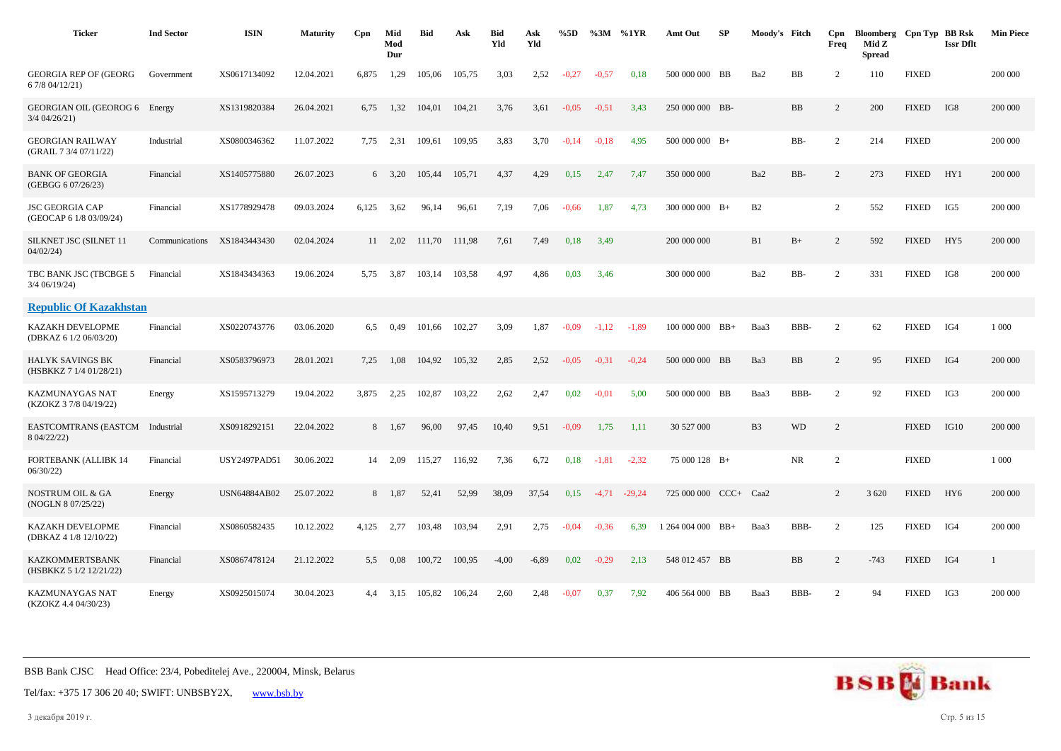| Ticker | Ind Sector | ISIN | Maturity | Cpn | Mid Mod Dur | Bid | Ask | Bid Yld | Ask Yld | %5D | %3M | %1YR | Amt Out | SP | Moody's | Fitch | Cpn Freq | Bloomberg Mid Z Spread | Cpn Typ | BB Rsk Issr Dflt | Min Piece |
|---|---|---|---|---|---|---|---|---|---|---|---|---|---|---|---|---|---|---|---|---|---|
| GEORGIA REP OF (GEORG 6 7/8 04/12/21) | Government | XS0617134092 | 12.04.2021 | 6,875 | 1,29 | 105,06 | 105,75 | 3,03 | 2,52 | -0,27 | -0,57 | 0,18 | 500 000 000 | BB | Ba2 | BB | 2 | 110 | FIXED | | 200 000 |
| GEORGIAN OIL (GEOROG 6 3/4 04/26/21) | Energy | XS1319820384 | 26.04.2021 | 6,75 | 1,32 | 104,01 | 104,21 | 3,76 | 3,61 | -0,05 | -0,51 | 3,43 | 250 000 000 | BB- | | BB | 2 | 200 | FIXED | IG8 | 200 000 |
| GEORGIAN RAILWAY (GRAIL 7 3/4 07/11/22) | Industrial | XS0800346362 | 11.07.2022 | 7,75 | 2,31 | 109,61 | 109,95 | 3,83 | 3,70 | -0,14 | -0,18 | 4,95 | 500 000 000 | B+ | | BB- | 2 | 214 | FIXED | | 200 000 |
| BANK OF GEORGIA (GEBGG 6 07/26/23) | Financial | XS1405775880 | 26.07.2023 | 6 | 3,20 | 105,44 | 105,71 | 4,37 | 4,29 | 0,15 | 2,47 | 7,47 | 350 000 000 | | Ba2 | BB- | 2 | 273 | FIXED | HY1 | 200 000 |
| JSC GEORGIA CAP (GEOCAP 6 1/8 03/09/24) | Financial | XS1778929478 | 09.03.2024 | 6,125 | 3,62 | 96,14 | 96,61 | 7,19 | 7,06 | -0,66 | 1,87 | 4,73 | 300 000 000 | B+ | B2 | | 2 | 552 | FIXED | IG5 | 200 000 |
| SILKNET JSC (SILNET 11 04/02/24) | Communications | XS1843443430 | 02.04.2024 | 11 | 2,02 | 111,70 | 111,98 | 7,61 | 7,49 | 0,18 | 3,49 | | 200 000 000 | | B1 | B+ | 2 | 592 | FIXED | HY5 | 200 000 |
| TBC BANK JSC (TBCBGE 5 3/4 06/19/24) | Financial | XS1843434363 | 19.06.2024 | 5,75 | 3,87 | 103,14 | 103,58 | 4,97 | 4,86 | 0,03 | 3,46 | | 300 000 000 | | Ba2 | BB- | 2 | 331 | FIXED | IG8 | 200 000 |
| **Republic Of Kazakhstan** | | | | | | | | | | | | | | | | | | | | | |
| KAZAKH DEVELOPME (DBKAZ 6 1/2 06/03/20) | Financial | XS0220743776 | 03.06.2020 | 6,5 | 0,49 | 101,66 | 102,27 | 3,09 | 1,87 | -0,09 | -1,12 | -1,89 | 100 000 000 | BB+ | Baa3 | BBB- | 2 | 62 | FIXED | IG4 | 1 000 |
| HALYK SAVINGS BK (HSBKKZ 7 1/4 01/28/21) | Financial | XS0583796973 | 28.01.2021 | 7,25 | 1,08 | 104,92 | 105,32 | 2,85 | 2,52 | -0,05 | -0,31 | -0,24 | 500 000 000 | BB | Ba3 | BB | 2 | 95 | FIXED | IG4 | 200 000 |
| KAZMUNAYGAS NAT (KZOKZ 3 7/8 04/19/22) | Energy | XS1595713279 | 19.04.2022 | 3,875 | 2,25 | 102,87 | 103,22 | 2,62 | 2,47 | 0,02 | -0,01 | 5,00 | 500 000 000 | BB | Baa3 | BBB- | 2 | 92 | FIXED | IG3 | 200 000 |
| EASTCOMTRANS (EASTCM 8 04/22/22) | Industrial | XS0918292151 | 22.04.2022 | 8 | 1,67 | 96,00 | 97,45 | 10,40 | 9,51 | -0,09 | 1,75 | 1,11 | 30 527 000 | | B3 | WD | 2 | | FIXED | IG10 | 200 000 |
| FORTEBANK (ALLIBK 14 06/30/22) | Financial | USY2497PAD51 | 30.06.2022 | 14 | 2,09 | 115,27 | 116,92 | 7,36 | 6,72 | 0,18 | -1,81 | -2,32 | 75 000 128 | B+ | | NR | 2 | | FIXED | | 1 000 |
| NOSTRUM OIL & GA (NOGLN 8 07/25/22) | Energy | USN64884AB02 | 25.07.2022 | 8 | 1,87 | 52,41 | 52,99 | 38,09 | 37,54 | 0,15 | -4,71 | -29,24 | 725 000 000 | CCC+ | Caa2 | | 2 | 3 620 | FIXED | HY6 | 200 000 |
| KAZAKH DEVELOPME (DBKAZ 4 1/8 12/10/22) | Financial | XS0860582435 | 10.12.2022 | 4,125 | 2,77 | 103,48 | 103,94 | 2,91 | 2,75 | -0,04 | -0,36 | 6,39 | 1 264 004 000 | BB+ | Baa3 | BBB- | 2 | 125 | FIXED | IG4 | 200 000 |
| KAZKOMMERTSBANK (HSBKKZ 5 1/2 12/21/22) | Financial | XS0867478124 | 21.12.2022 | 5,5 | 0,08 | 100,72 | 100,95 | -4,00 | -6,89 | 0,02 | -0,29 | 2,13 | 548 012 457 | BB | | BB | 2 | -743 | FIXED | IG4 | 1 |
| KAZMUNAYGAS NAT (KZOKZ 4.4 04/30/23) | Energy | XS0925015074 | 30.04.2023 | 4,4 | 3,15 | 105,82 | 106,24 | 2,60 | 2,48 | -0,07 | 0,37 | 7,92 | 406 564 000 | BB | Baa3 | BBB- | 2 | 94 | FIXED | IG3 | 200 000 |

BSB Bank CJSC Head Office: 23/4, Pobeditelej Ave., 220004, Minsk, Belarus

Tel/fax: +375 17 306 20 40; SWIFT: UNBSBY2X, www.bsb.by

3 декабря 2019 г.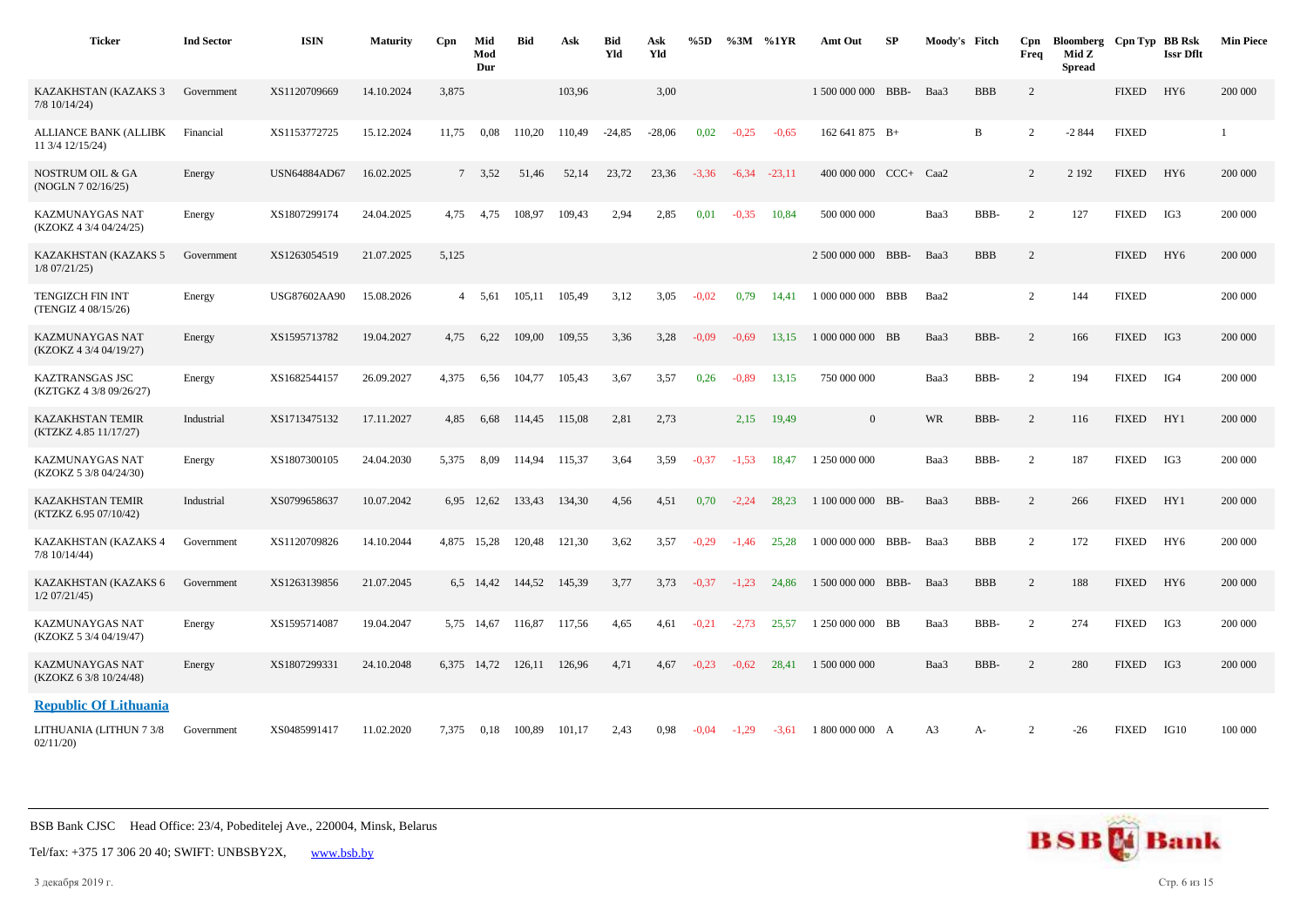| Ticker | Ind Sector | ISIN | Maturity | Cpn | Mid Mod Dur | Bid | Ask | Bid Yld | Ask Yld | %5D | %3M | %1YR | Amt Out | SP | Moody's | Fitch | Cpn Freq | Bloomberg Mid Z Spread | Cpn Typ | BB Rsk Issr Dflt | Min Piece |
|---|---|---|---|---|---|---|---|---|---|---|---|---|---|---|---|---|---|---|---|---|---|
| KAZAKHSTAN (KAZAKS 3 7/8 10/14/24) | Government | XS1120709669 | 14.10.2024 | 3,875 | | | 103,96 | | 3,00 | | | | 1 500 000 000 | BBB- | Baa3 | BBB | 2 | | FIXED | HY6 | 200 000 |
| ALLIANCE BANK (ALLIBK 11 3/4 12/15/24) | Financial | XS1153772725 | 15.12.2024 | 11,75 | 0,08 | 110,20 | 110,49 | -24,85 | -28,06 | 0,02 | -0,25 | -0,65 | 162 641 875 | B+ | | B | 2 | -2 844 | FIXED | | 1 |
| NOSTRUM OIL & GA (NOGLN 7 02/16/25) | Energy | USN64884AD67 | 16.02.2025 | 7 | 3,52 | 51,46 | 52,14 | 23,72 | 23,36 | -3,36 | -6,34 | -23,11 | 400 000 000 | CCC+ | Caa2 | | 2 | 2 192 | FIXED | HY6 | 200 000 |
| KAZMUNAYGAS NAT (KZOKZ 4 3/4 04/24/25) | Energy | XS1807299174 | 24.04.2025 | 4,75 | 4,75 | 108,97 | 109,43 | 2,94 | 2,85 | 0,01 | -0,35 | 10,84 | 500 000 000 | | Baa3 | BBB- | 2 | 127 | FIXED | IG3 | 200 000 |
| KAZAKHSTAN (KAZAKS 5 1/8 07/21/25) | Government | XS1263054519 | 21.07.2025 | 5,125 | | | | | | | | | 2 500 000 000 | BBB- | Baa3 | BBB | 2 | | FIXED | HY6 | 200 000 |
| TENGIZCH FIN INT (TENGIZ 4 08/15/26) | Energy | USG87602AA90 | 15.08.2026 | 4 | 5,61 | 105,11 | 105,49 | 3,12 | 3,05 | -0,02 | 0,79 | 14,41 | 1 000 000 000 | BBB | Baa2 | | 2 | 144 | FIXED | | 200 000 |
| KAZMUNAYGAS NAT (KZOKZ 4 3/4 04/19/27) | Energy | XS1595713782 | 19.04.2027 | 4,75 | 6,22 | 109,00 | 109,55 | 3,36 | 3,28 | -0,09 | -0,69 | 13,15 | 1 000 000 000 | BB | Baa3 | BBB- | 2 | 166 | FIXED | IG3 | 200 000 |
| KAZTRANSGAS JSC (KZTGKZ 4 3/8 09/26/27) | Energy | XS1682544157 | 26.09.2027 | 4,375 | 6,56 | 104,77 | 105,43 | 3,67 | 3,57 | 0,26 | -0,89 | 13,15 | 750 000 000 | | Baa3 | BBB- | 2 | 194 | FIXED | IG4 | 200 000 |
| KAZAKHSTAN TEMIR (KTZKZ 4.85 11/17/27) | Industrial | XS1713475132 | 17.11.2027 | 4,85 | 6,68 | 114,45 | 115,08 | 2,81 | 2,73 | | 2,15 | 19,49 | 0 | | WR | BBB- | 2 | 116 | FIXED | HY1 | 200 000 |
| KAZMUNAYGAS NAT (KZOKZ 5 3/8 04/24/30) | Energy | XS1807300105 | 24.04.2030 | 5,375 | 8,09 | 114,94 | 115,37 | 3,64 | 3,59 | -0,37 | -1,53 | 18,47 | 1 250 000 000 | | Baa3 | BBB- | 2 | 187 | FIXED | IG3 | 200 000 |
| KAZAKHSTAN TEMIR (KTZKZ 6.95 07/10/42) | Industrial | XS0799658637 | 10.07.2042 | 6,95 | 12,62 | 133,43 | 134,30 | 4,56 | 4,51 | 0,70 | -2,24 | 28,23 | 1 100 000 000 | BB- | Baa3 | BBB- | 2 | 266 | FIXED | HY1 | 200 000 |
| KAZAKHSTAN (KAZAKS 4 7/8 10/14/44) | Government | XS1120709826 | 14.10.2044 | 4,875 | 15,28 | 120,48 | 121,30 | 3,62 | 3,57 | -0,29 | -1,46 | 25,28 | 1 000 000 000 | BBB- | Baa3 | BBB | 2 | 172 | FIXED | HY6 | 200 000 |
| KAZAKHSTAN (KAZAKS 6 1/2 07/21/45) | Government | XS1263139856 | 21.07.2045 | 6,5 | 14,42 | 144,52 | 145,39 | 3,77 | 3,73 | -0,37 | -1,23 | 24,86 | 1 500 000 000 | BBB- | Baa3 | BBB | 2 | 188 | FIXED | HY6 | 200 000 |
| KAZMUNAYGAS NAT (KZOKZ 5 3/4 04/19/47) | Energy | XS1595714087 | 19.04.2047 | 5,75 | 14,67 | 116,87 | 117,56 | 4,65 | 4,61 | -0,21 | -2,73 | 25,57 | 1 250 000 000 | BB | Baa3 | BBB- | 2 | 274 | FIXED | IG3 | 200 000 |
| KAZMUNAYGAS NAT (KZOKZ 6 3/8 10/24/48) | Energy | XS1807299331 | 24.10.2048 | 6,375 | 14,72 | 126,11 | 126,96 | 4,71 | 4,67 | -0,23 | -0,62 | 28,41 | 1 500 000 000 | | Baa3 | BBB- | 2 | 280 | FIXED | IG3 | 200 000 |
| **Republic Of Lithuania** | | | | | | | | | | | | | | | | | | | | | |
| LITHUANIA (LITHUN 7 3/8 02/11/20) | Government | XS0485991417 | 11.02.2020 | 7,375 | 0,18 | 100,89 | 101,17 | 2,43 | 0,98 | -0,04 | -1,29 | -3,61 | 1 800 000 000 | A | A3 | A- | 2 | -26 | FIXED | IG10 | 100 000 |

BSB Bank CJSC Head Office: 23/4, Pobeditelej Ave., 220004, Minsk, Belarus

Tel/fax: +375 17 306 20 40; SWIFT: UNBSBY2X, www.bsb.by

3 декабря 2019 г.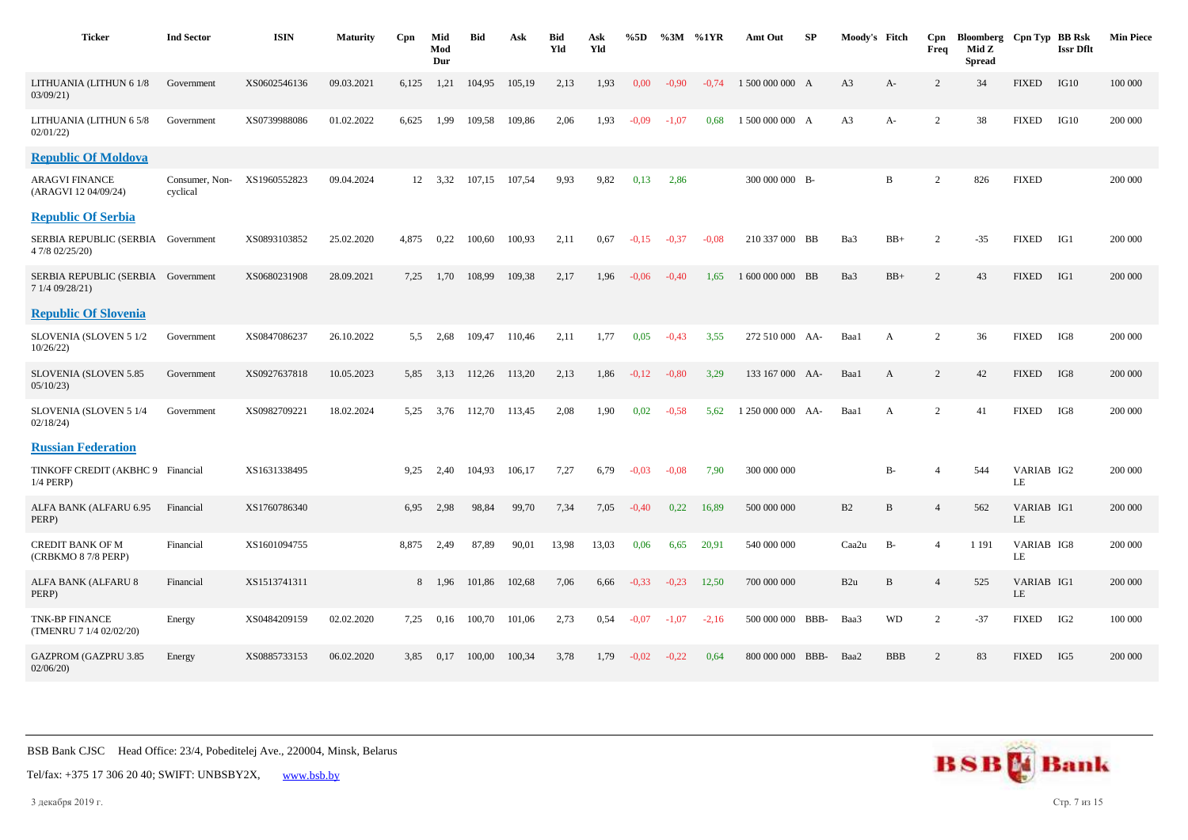| Ticker | Ind Sector | ISIN | Maturity | Cpn | Mid Mod Dur | Bid | Ask | Bid Yld | Ask Yld | %5D | %3M | %1YR | Amt Out | SP | Moody's | Fitch | Cpn Freq | Bloomberg Mid Z Spread | Cpn Typ | BB Rsk Issr Dflt | Min Piece |
|---|---|---|---|---|---|---|---|---|---|---|---|---|---|---|---|---|---|---|---|---|---|
| LITHUANIA (LITHUN 6 1/8 03/09/21) | Government | XS0602546136 | 09.03.2021 | 6,125 | 1,21 | 104,95 | 105,19 | 2,13 | 1,93 | 0,00 | -0,90 | -0,74 | 1 500 000 000 | A | A3 | A- | 2 | 34 | FIXED | IG10 | 100 000 |
| LITHUANIA (LITHUN 6 5/8 02/01/22) | Government | XS0739988086 | 01.02.2022 | 6,625 | 1,99 | 109,58 | 109,86 | 2,06 | 1,93 | -0,09 | -1,07 | 0,68 | 1 500 000 000 | A | A3 | A- | 2 | 38 | FIXED | IG10 | 200 000 |
| **Republic Of Moldova** | | | | | | | | | | | | | | | | | | | | | |
| ARAGVI FINANCE (ARAGVI 12 04/09/24) | Consumer, Non-cyclical | XS1960552823 | 09.04.2024 | 12 | 3,32 | 107,15 | 107,54 | 9,93 | 9,82 | 0,13 | 2,86 | | 300 000 000 | B- | | B | 2 | 826 | FIXED | | 200 000 |
| **Republic Of Serbia** | | | | | | | | | | | | | | | | | | | | | |
| SERBIA REPUBLIC (SERBIA 4 7/8 02/25/20) | Government | XS0893103852 | 25.02.2020 | 4,875 | 0,22 | 100,60 | 100,93 | 2,11 | 0,67 | -0,15 | -0,37 | -0,08 | 210 337 000 | BB | Ba3 | BB+ | 2 | -35 | FIXED | IG1 | 200 000 |
| SERBIA REPUBLIC (SERBIA 7 1/4 09/28/21) | Government | XS0680231908 | 28.09.2021 | 7,25 | 1,70 | 108,99 | 109,38 | 2,17 | 1,96 | -0,06 | -0,40 | 1,65 | 1 600 000 000 | BB | Ba3 | BB+ | 2 | 43 | FIXED | IG1 | 200 000 |
| **Republic Of Slovenia** | | | | | | | | | | | | | | | | | | | | | |
| SLOVENIA (SLOVEN 5 1/2 10/26/22) | Government | XS0847086237 | 26.10.2022 | 5,5 | 2,68 | 109,47 | 110,46 | 2,11 | 1,77 | 0,05 | -0,43 | 3,55 | 272 510 000 | AA- | Baa1 | A | 2 | 36 | FIXED | IG8 | 200 000 |
| SLOVENIA (SLOVEN 5.85 05/10/23) | Government | XS0927637818 | 10.05.2023 | 5,85 | 3,13 | 112,26 | 113,20 | 2,13 | 1,86 | -0,12 | -0,80 | 3,29 | 133 167 000 | AA- | Baa1 | A | 2 | 42 | FIXED | IG8 | 200 000 |
| SLOVENIA (SLOVEN 5 1/4 02/18/24) | Government | XS0982709221 | 18.02.2024 | 5,25 | 3,76 | 112,70 | 113,45 | 2,08 | 1,90 | 0,02 | -0,58 | 5,62 | 1 250 000 000 | AA- | Baa1 | A | 2 | 41 | FIXED | IG8 | 200 000 |
| **Russian Federation** | | | | | | | | | | | | | | | | | | | | | |
| TINKOFF CREDIT (AKBHC 9 1/4 PERP) | Financial | XS1631338495 | | 9,25 | 2,40 | 104,93 | 106,17 | 7,27 | 6,79 | -0,03 | -0,08 | 7,90 | 300 000 000 | | | B- | 4 | 544 | VARIABLE | IG2 | 200 000 |
| ALFA BANK (ALFARU 6.95 PERP) | Financial | XS1760786340 | | 6,95 | 2,98 | 98,84 | 99,70 | 7,34 | 7,05 | -0,40 | 0,22 | 16,89 | 500 000 000 | | B2 | B | 4 | 562 | VARIABLE | IG1 | 200 000 |
| CREDIT BANK OF M (CRBKMO 8 7/8 PERP) | Financial | XS1601094755 | | 8,875 | 2,49 | 87,89 | 90,01 | 13,98 | 13,03 | 0,06 | 6,65 | 20,91 | 540 000 000 | | Caa2u | B- | 4 | 1 191 | VARIABLE | IG8 | 200 000 |
| ALFA BANK (ALFARU 8 PERP) | Financial | XS1513741311 | | 8 | 1,96 | 101,86 | 102,68 | 7,06 | 6,66 | -0,33 | -0,23 | 12,50 | 700 000 000 | | B2u | B | 4 | 525 | VARIABLE | IG1 | 200 000 |
| TNK-BP FINANCE (TMENRU 7 1/4 02/02/20) | Energy | XS0484209159 | 02.02.2020 | 7,25 | 0,16 | 100,70 | 101,06 | 2,73 | 0,54 | -0,07 | -1,07 | -2,16 | 500 000 000 | BBB- | Baa3 | WD | 2 | -37 | FIXED | IG2 | 100 000 |
| GAZPROM (GAZPRU 3.85 02/06/20) | Energy | XS0885733153 | 06.02.2020 | 3,85 | 0,17 | 100,00 | 100,34 | 3,78 | 1,79 | -0,02 | -0,22 | 0,64 | 800 000 000 | BBB- | Baa2 | BBB | 2 | 83 | FIXED | IG5 | 200 000 |

BSB Bank CJSC Head Office: 23/4, Pobeditelej Ave., 220004, Minsk, Belarus

Tel/fax: +375 17 306 20 40; SWIFT: UNBSBY2X, www.bsb.by

3 декабря 2019 г.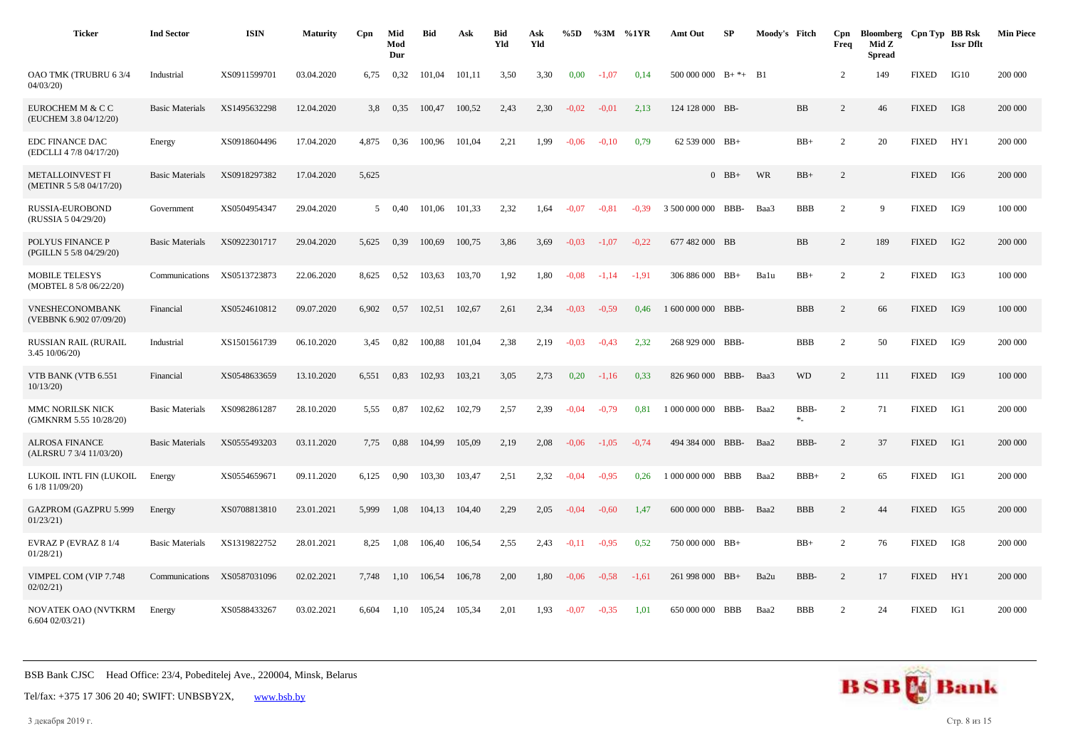| Ticker | Ind Sector | ISIN | Maturity | Cpn | Mid Mod Dur | Bid | Ask | Bid Yld | Ask Yld | %5D | %3M | %1YR | Amt Out | SP | Moody's | Fitch | Cpn Freq | Bloomberg Mid Z Spread | Cpn Typ | BB Rsk Issr Dflt | Min Piece |
|---|---|---|---|---|---|---|---|---|---|---|---|---|---|---|---|---|---|---|---|---|---|
| OAO TMK (TRUBRU 6 3/4 04/03/20) | Industrial | XS0911599701 | 03.04.2020 | 6,75 | 0,32 | 101,04 | 101,11 | 3,50 | 3,30 | 0,00 | -1,07 | 0,14 | 500 000 000 | B+ *+ | B1 | | 2 | 149 | FIXED | IG10 | 200 000 |
| EUROCHEM M & C C (EUCHEM 3.8 04/12/20) | Basic Materials | XS1495632298 | 12.04.2020 | 3,8 | 0,35 | 100,47 | 100,52 | 2,43 | 2,30 | -0,02 | -0,01 | 2,13 | 124 128 000 | BB- | | BB | 2 | 46 | FIXED | IG8 | 200 000 |
| EDC FINANCE DAC (EDCLLI 4 7/8 04/17/20) | Energy | XS0918604496 | 17.04.2020 | 4,875 | 0,36 | 100,96 | 101,04 | 2,21 | 1,99 | -0,06 | -0,10 | 0,79 | 62 539 000 | BB+ | | BB+ | 2 | 20 | FIXED | HY1 | 200 000 |
| METALLOINVEST FI (METINR 5 5/8 04/17/20) | Basic Materials | XS0918297382 | 17.04.2020 | 5,625 | | | | | | | | | 0 | BB+ | WR | BB+ | 2 | | FIXED | IG6 | 200 000 |
| RUSSIA-EUROBOND (RUSSIA 5 04/29/20) | Government | XS0504954347 | 29.04.2020 | 5 | 0,40 | 101,06 | 101,33 | 2,32 | 1,64 | -0,07 | -0,81 | -0,39 | 3 500 000 000 | BBB- | Baa3 | BBB | 2 | 9 | FIXED | IG9 | 100 000 |
| POLYUS FINANCE P (PGILLN 5 5/8 04/29/20) | Basic Materials | XS0922301717 | 29.04.2020 | 5,625 | 0,39 | 100,69 | 100,75 | 3,86 | 3,69 | -0,03 | -1,07 | -0,22 | 677 482 000 | BB | | BB | 2 | 189 | FIXED | IG2 | 200 000 |
| MOBILE TELESYS (MOBTEL 8 5/8 06/22/20) | Communications | XS0513723873 | 22.06.2020 | 8,625 | 0,52 | 103,63 | 103,70 | 1,92 | 1,80 | -0,08 | -1,14 | -1,91 | 306 886 000 | BB+ | Ba1u | BB+ | 2 | 2 | FIXED | IG3 | 100 000 |
| VNESHECONOMBANK (VEBBNK 6.902 07/09/20) | Financial | XS0524610812 | 09.07.2020 | 6,902 | 0,57 | 102,51 | 102,67 | 2,61 | 2,34 | -0,03 | -0,59 | 0,46 | 1 600 000 000 | BBB- | | BBB | 2 | 66 | FIXED | IG9 | 100 000 |
| RUSSIAN RAIL (RURAIL 3.45 10/06/20) | Industrial | XS1501561739 | 06.10.2020 | 3,45 | 0,82 | 100,88 | 101,04 | 2,38 | 2,19 | -0,03 | -0,43 | 2,32 | 268 929 000 | BBB- | | BBB | 2 | 50 | FIXED | IG9 | 200 000 |
| VTB BANK (VTB 6.551 10/13/20) | Financial | XS0548633659 | 13.10.2020 | 6,551 | 0,83 | 102,93 | 103,21 | 3,05 | 2,73 | 0,20 | -1,16 | 0,33 | 826 960 000 | BBB- | Baa3 | WD | 2 | 111 | FIXED | IG9 | 100 000 |
| MMC NORILSK NICK (GMKNRM 5.55 10/28/20) | Basic Materials | XS0982861287 | 28.10.2020 | 5,55 | 0,87 | 102,62 | 102,79 | 2,57 | 2,39 | -0,04 | -0,79 | 0,81 | 1 000 000 000 | BBB- | Baa2 | BBB- *- | 2 | 71 | FIXED | IG1 | 200 000 |
| ALROSA FINANCE (ALRSRU 7 3/4 11/03/20) | Basic Materials | XS0555493203 | 03.11.2020 | 7,75 | 0,88 | 104,99 | 105,09 | 2,19 | 2,08 | -0,06 | -1,05 | -0,74 | 494 384 000 | BBB- | Baa2 | BBB- | 2 | 37 | FIXED | IG1 | 200 000 |
| LUKOIL INTL FIN (LUKOIL 6 1/8 11/09/20) | Energy | XS0554659671 | 09.11.2020 | 6,125 | 0,90 | 103,30 | 103,47 | 2,51 | 2,32 | -0,04 | -0,95 | 0,26 | 1 000 000 000 | BBB | Baa2 | BBB+ | 2 | 65 | FIXED | IG1 | 200 000 |
| GAZPROM (GAZPRU 5.999 01/23/21) | Energy | XS0708813810 | 23.01.2021 | 5,999 | 1,08 | 104,13 | 104,40 | 2,29 | 2,05 | -0,04 | -0,60 | 1,47 | 600 000 000 | BBB- | Baa2 | BBB | 2 | 44 | FIXED | IG5 | 200 000 |
| EVRAZ P (EVRAZ 8 1/4 01/28/21) | Basic Materials | XS1319822752 | 28.01.2021 | 8,25 | 1,08 | 106,40 | 106,54 | 2,55 | 2,43 | -0,11 | -0,95 | 0,52 | 750 000 000 | BB+ | | BB+ | 2 | 76 | FIXED | IG8 | 200 000 |
| VIMPEL COM (VIP 7.748 02/02/21) | Communications | XS0587031096 | 02.02.2021 | 7,748 | 1,10 | 106,54 | 106,78 | 2,00 | 1,80 | -0,06 | -0,58 | -1,61 | 261 998 000 | BB+ | Ba2u | BBB- | 2 | 17 | FIXED | HY1 | 200 000 |
| NOVATEK OAO (NVTKRM 6.604 02/03/21) | Energy | XS0588433267 | 03.02.2021 | 6,604 | 1,10 | 105,24 | 105,34 | 2,01 | 1,93 | -0,07 | -0,35 | 1,01 | 650 000 000 | BBB | Baa2 | BBB | 2 | 24 | FIXED | IG1 | 200 000 |

BSB Bank CJSC Head Office: 23/4, Pobeditelej Ave., 220004, Minsk, Belarus

Tel/fax: +375 17 306 20 40; SWIFT: UNBSBY2X, www.bsb.by

3 декабря 2019 г.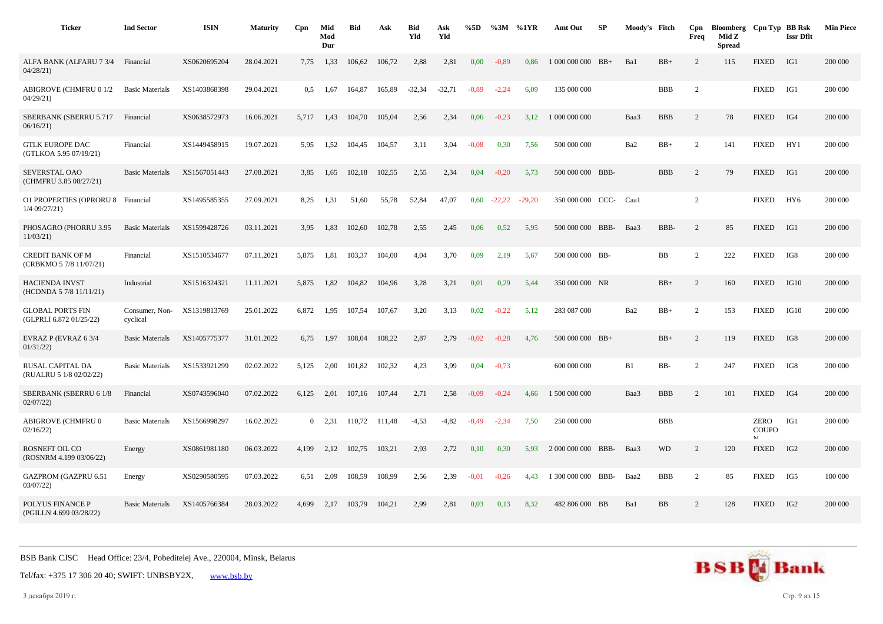| Ticker | Ind Sector | ISIN | Maturity | Cpn | Mid Mod Dur | Bid | Ask | Bid Yld | Ask Yld | %5D | %3M | %1YR | Amt Out | SP | Moody's | Fitch | Cpn Freq | Bloomberg Mid Z Spread | Cpn Typ | BB Rsk Issr Dflt | Min Piece |
|---|---|---|---|---|---|---|---|---|---|---|---|---|---|---|---|---|---|---|---|---|---|
| ALFA BANK (ALFARU 7 3/4 04/28/21) | Financial | XS0620695204 | 28.04.2021 | 7,75 | 1,33 | 106,62 | 106,72 | 2,88 | 2,81 | 0,00 | -0,89 | 0,86 | 1 000 000 000 | BB+ | Ba1 | BB+ | 2 | 115 | FIXED | IG1 | 200 000 |
| ABIGROVE (CHMFRU 0 1/2 04/29/21) | Basic Materials | XS1403868398 | 29.04.2021 | 0,5 | 1,67 | 164,87 | 165,89 | -32,34 | -32,71 | -0,89 | -2,24 | 6,09 | 135 000 000 | | | BBB | 2 | | FIXED | IG1 | 200 000 |
| SBERBANK (SBERRU 5.717 06/16/21) | Financial | XS0638572973 | 16.06.2021 | 5,717 | 1,43 | 104,70 | 105,04 | 2,56 | 2,34 | 0,06 | -0,23 | 3,12 | 1 000 000 000 | | Baa3 | BBB | 2 | 78 | FIXED | IG4 | 200 000 |
| GTLK EUROPE DAC (GTLKOA 5.95 07/19/21) | Financial | XS1449458915 | 19.07.2021 | 5,95 | 1,52 | 104,45 | 104,57 | 3,11 | 3,04 | -0,08 | 0,30 | 7,56 | 500 000 000 | | Ba2 | BB+ | 2 | 141 | FIXED | HY1 | 200 000 |
| SEVERSTAL OAO (CHMFRU 3.85 08/27/21) | Basic Materials | XS1567051443 | 27.08.2021 | 3,85 | 1,65 | 102,18 | 102,55 | 2,55 | 2,34 | 0,04 | -0,20 | 5,73 | 500 000 000 | BBB- | | BBB | 2 | 79 | FIXED | IG1 | 200 000 |
| O1 PROPERTIES (OPRORU 8 1/4 09/27/21) | Financial | XS1495585355 | 27.09.2021 | 8,25 | 1,31 | 51,60 | 55,78 | 52,84 | 47,07 | 0,60 | -22,22 | -29,20 | 350 000 000 | CCC- | Caa1 | | 2 | | FIXED | HY6 | 200 000 |
| PHOSAGRO (PHORRU 3.95 11/03/21) | Basic Materials | XS1599428726 | 03.11.2021 | 3,95 | 1,83 | 102,60 | 102,78 | 2,55 | 2,45 | 0,06 | 0,52 | 5,95 | 500 000 000 | BBB- | Baa3 | BBB- | 2 | 85 | FIXED | IG1 | 200 000 |
| CREDIT BANK OF M (CRBKMO 5 7/8 11/07/21) | Financial | XS1510534677 | 07.11.2021 | 5,875 | 1,81 | 103,37 | 104,00 | 4,04 | 3,70 | 0,09 | 2,19 | 5,67 | 500 000 000 | BB- | | BB | 2 | 222 | FIXED | IG8 | 200 000 |
| HACIENDA INVST (HCDNDA 5 7/8 11/11/21) | Industrial | XS1516324321 | 11.11.2021 | 5,875 | 1,82 | 104,82 | 104,96 | 3,28 | 3,21 | 0,01 | 0,29 | 5,44 | 350 000 000 | NR | | BB+ | 2 | 160 | FIXED | IG10 | 200 000 |
| GLOBAL PORTS FIN (GLPRLI 6.872 01/25/22) | Consumer, Non-cyclical | XS1319813769 | 25.01.2022 | 6,872 | 1,95 | 107,54 | 107,67 | 3,20 | 3,13 | 0,02 | -0,22 | 5,12 | 283 087 000 | | Ba2 | BB+ | 2 | 153 | FIXED | IG10 | 200 000 |
| EVRAZ P (EVRAZ 6 3/4 01/31/22) | Basic Materials | XS1405775377 | 31.01.2022 | 6,75 | 1,97 | 108,04 | 108,22 | 2,87 | 2,79 | -0,02 | -0,28 | 4,76 | 500 000 000 | BB+ | | BB+ | 2 | 119 | FIXED | IG8 | 200 000 |
| RUSAL CAPITAL DA (RUALRU 5 1/8 02/02/22) | Basic Materials | XS1533921299 | 02.02.2022 | 5,125 | 2,00 | 101,82 | 102,32 | 4,23 | 3,99 | 0,04 | -0,73 | | 600 000 000 | | B1 | BB- | 2 | 247 | FIXED | IG8 | 200 000 |
| SBERBANK (SBERRU 6 1/8 02/07/22) | Financial | XS0743596040 | 07.02.2022 | 6,125 | 2,01 | 107,16 | 107,44 | 2,71 | 2,58 | -0,09 | -0,24 | 4,66 | 1 500 000 000 | | Baa3 | BBB | 2 | 101 | FIXED | IG4 | 200 000 |
| ABIGROVE (CHMFRU 0 02/16/22) | Basic Materials | XS1566998297 | 16.02.2022 | 0 | 2,31 | 110,72 | 111,48 | -4,53 | -4,82 | -0,49 | -2,34 | 7,50 | 250 000 000 | | | BBB | | | ZERO COUPON | IG1 | 200 000 |
| ROSNEFT OIL CO (ROSNRM 4.199 03/06/22) | Energy | XS0861981180 | 06.03.2022 | 4,199 | 2,12 | 102,75 | 103,21 | 2,93 | 2,72 | 0,10 | 0,30 | 5,93 | 2 000 000 000 | BBB- | Baa3 | WD | 2 | 120 | FIXED | IG2 | 200 000 |
| GAZPROM (GAZPRU 6.51 03/07/22) | Energy | XS0290580595 | 07.03.2022 | 6,51 | 2,09 | 108,59 | 108,99 | 2,56 | 2,39 | -0,01 | -0,26 | 4,43 | 1 300 000 000 | BBB- | Baa2 | BBB | 2 | 85 | FIXED | IG5 | 100 000 |
| POLYUS FINANCE P (PGILLN 4.699 03/28/22) | Basic Materials | XS1405766384 | 28.03.2022 | 4,699 | 2,17 | 103,79 | 104,21 | 2,99 | 2,81 | 0,03 | 0,13 | 8,32 | 482 806 000 | BB | Ba1 | BB | 2 | 128 | FIXED | IG2 | 200 000 |

BSB Bank CJSC Head Office: 23/4, Pobeditelej Ave., 220004, Minsk, Belarus

Tel/fax: +375 17 306 20 40; SWIFT: UNBSBY2X, www.bsb.by

3 декабря 2019 г.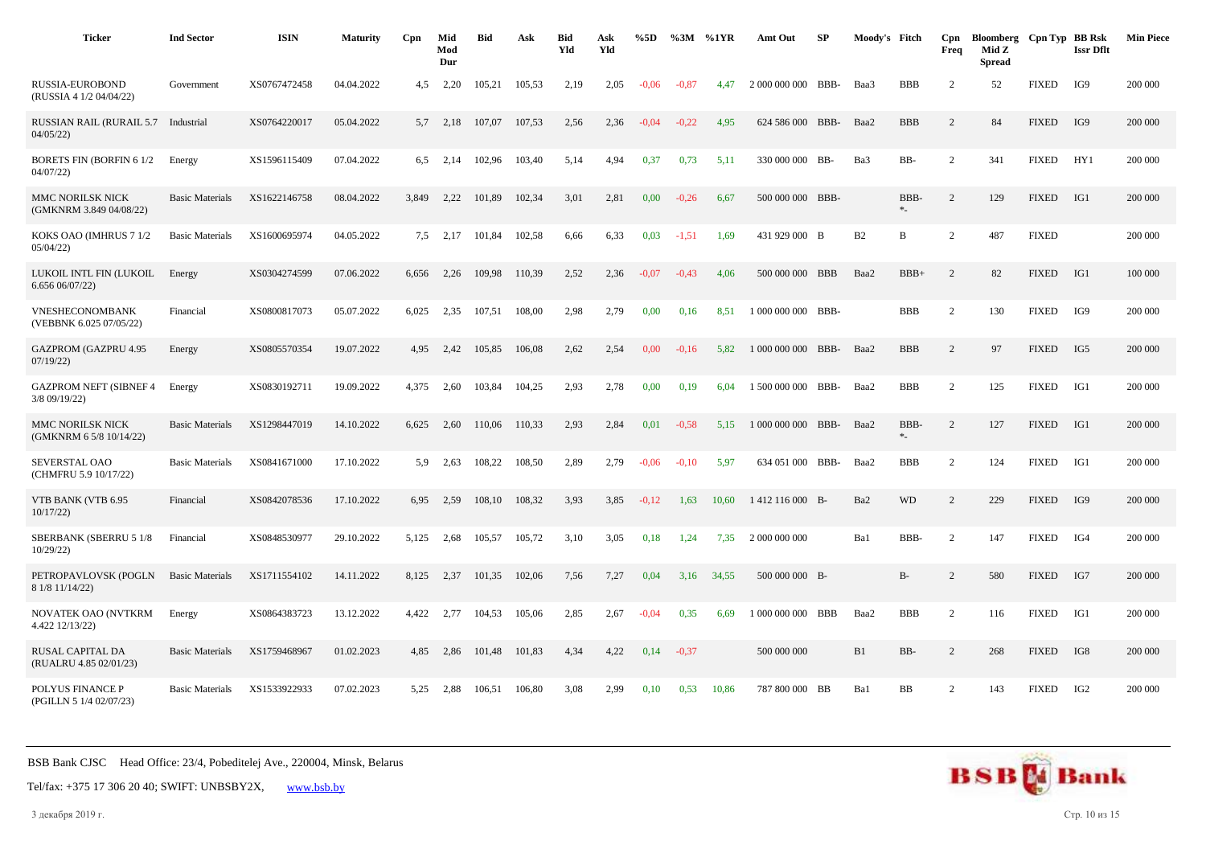| Ticker | Ind Sector | ISIN | Maturity | Cpn | Mid Mod Dur | Bid | Ask | Bid Yld | Ask Yld | %5D | %3M | %1YR | Amt Out | SP | Moody's | Fitch | Cpn Freq | Bloomberg Mid Z Spread | Cpn Typ | BB Rsk Issr Dflt | Min Piece |
|---|---|---|---|---|---|---|---|---|---|---|---|---|---|---|---|---|---|---|---|---|---|
| RUSSIA-EUROBOND (RUSSIA 4 1/2 04/04/22) | Government | XS0767472458 | 04.04.2022 | 4,5 | 2,20 | 105,21 | 105,53 | 2,19 | 2,05 | -0,06 | -0,87 | 4,47 | 2 000 000 000 | BBB- | Baa3 | BBB | 2 | 52 | FIXED | IG9 | 200 000 |
| RUSSIAN RAIL (RURAIL 5.7 04/05/22) | Industrial | XS0764220017 | 05.04.2022 | 5,7 | 2,18 | 107,07 | 107,53 | 2,56 | 2,36 | -0,04 | -0,22 | 4,95 | 624 586 000 | BBB- | Baa2 | BBB | 2 | 84 | FIXED | IG9 | 200 000 |
| BORETS FIN (BORFIN 6 1/2 04/07/22) | Energy | XS1596115409 | 07.04.2022 | 6,5 | 2,14 | 102,96 | 103,40 | 5,14 | 4,94 | 0,37 | 0,73 | 5,11 | 330 000 000 | BB- | Ba3 | BB- | 2 | 341 | FIXED | HY1 | 200 000 |
| MMC NORILSK NICK (GMKNRM 3.849 04/08/22) | Basic Materials | XS1622146758 | 08.04.2022 | 3,849 | 2,22 | 101,89 | 102,34 | 3,01 | 2,81 | 0,00 | -0,26 | 6,67 | 500 000 000 | BBB- | | BBB- *- | 2 | 129 | FIXED | IG1 | 200 000 |
| KOKS OAO (IMHRUS 7 1/2 05/04/22) | Basic Materials | XS1600695974 | 04.05.2022 | 7,5 | 2,17 | 101,84 | 102,58 | 6,66 | 6,33 | 0,03 | -1,51 | 1,69 | 431 929 000 | B | B2 | B | 2 | 487 | FIXED | | 200 000 |
| LUKOIL INTL FIN (LUKOIL 6.656 06/07/22) | Energy | XS0304274599 | 07.06.2022 | 6,656 | 2,26 | 109,98 | 110,39 | 2,52 | 2,36 | -0,07 | -0,43 | 4,06 | 500 000 000 | BBB | Baa2 | BBB+ | 2 | 82 | FIXED | IG1 | 100 000 |
| VNESHECONOMBANK (VEBBNK 6.025 07/05/22) | Financial | XS0800817073 | 05.07.2022 | 6,025 | 2,35 | 107,51 | 108,00 | 2,98 | 2,79 | 0,00 | 0,16 | 8,51 | 1 000 000 000 | BBB- | | BBB | 2 | 130 | FIXED | IG9 | 200 000 |
| GAZPROM (GAZPRU 4.95 07/19/22) | Energy | XS0805570354 | 19.07.2022 | 4,95 | 2,42 | 105,85 | 106,08 | 2,62 | 2,54 | 0,00 | -0,16 | 5,82 | 1 000 000 000 | BBB- | Baa2 | BBB | 2 | 97 | FIXED | IG5 | 200 000 |
| GAZPROM NEFT (SIBNEF 4 3/8 09/19/22) | Energy | XS0830192711 | 19.09.2022 | 4,375 | 2,60 | 103,84 | 104,25 | 2,93 | 2,78 | 0,00 | 0,19 | 6,04 | 1 500 000 000 | BBB- | Baa2 | BBB | 2 | 125 | FIXED | IG1 | 200 000 |
| MMC NORILSK NICK (GMKNRM 6 5/8 10/14/22) | Basic Materials | XS1298447019 | 14.10.2022 | 6,625 | 2,60 | 110,06 | 110,33 | 2,93 | 2,84 | 0,01 | -0,58 | 5,15 | 1 000 000 000 | BBB- | Baa2 | BBB- *- | 2 | 127 | FIXED | IG1 | 200 000 |
| SEVERSTAL OAO (CHMFRU 5.9 10/17/22) | Basic Materials | XS0841671000 | 17.10.2022 | 5,9 | 2,63 | 108,22 | 108,50 | 2,89 | 2,79 | -0,06 | -0,10 | 5,97 | 634 051 000 | BBB- | Baa2 | BBB | 2 | 124 | FIXED | IG1 | 200 000 |
| VTB BANK (VTB 6.95 10/17/22) | Financial | XS0842078536 | 17.10.2022 | 6,95 | 2,59 | 108,10 | 108,32 | 3,93 | 3,85 | -0,12 | 1,63 | 10,60 | 1 412 116 000 | B- | Ba2 | WD | 2 | 229 | FIXED | IG9 | 200 000 |
| SBERBANK (SBERRU 5 1/8 10/29/22) | Financial | XS0848530977 | 29.10.2022 | 5,125 | 2,68 | 105,57 | 105,72 | 3,10 | 3,05 | 0,18 | 1,24 | 7,35 | 2 000 000 000 | | Ba1 | BBB- | 2 | 147 | FIXED | IG4 | 200 000 |
| PETROPAVLOVSK (POGLN 8 1/8 11/14/22) | Basic Materials | XS1711554102 | 14.11.2022 | 8,125 | 2,37 | 101,35 | 102,06 | 7,56 | 7,27 | 0,04 | 3,16 | 34,55 | 500 000 000 | B- | | B- | 2 | 580 | FIXED | IG7 | 200 000 |
| NOVATEK OAO (NVTKRM 4.422 12/13/22) | Energy | XS0864383723 | 13.12.2022 | 4,422 | 2,77 | 104,53 | 105,06 | 2,85 | 2,67 | -0,04 | 0,35 | 6,69 | 1 000 000 000 | BBB | Baa2 | BBB | 2 | 116 | FIXED | IG1 | 200 000 |
| RUSAL CAPITAL DA (RUALRU 4.85 02/01/23) | Basic Materials | XS1759468967 | 01.02.2023 | 4,85 | 2,86 | 101,48 | 101,83 | 4,34 | 4,22 | 0,14 | -0,37 | | 500 000 000 | | B1 | BB- | 2 | 268 | FIXED | IG8 | 200 000 |
| POLYUS FINANCE P (PGILLN 5 1/4 02/07/23) | Basic Materials | XS1533922933 | 07.02.2023 | 5,25 | 2,88 | 106,51 | 106,80 | 3,08 | 2,99 | 0,10 | 0,53 | 10,86 | 787 800 000 | BB | Ba1 | BB | 2 | 143 | FIXED | IG2 | 200 000 |

BSB Bank CJSC Head Office: 23/4, Pobeditelej Ave., 220004, Minsk, Belarus

Tel/fax: +375 17 306 20 40; SWIFT: UNBSBY2X, www.bsb.by

3 декабря 2019 г.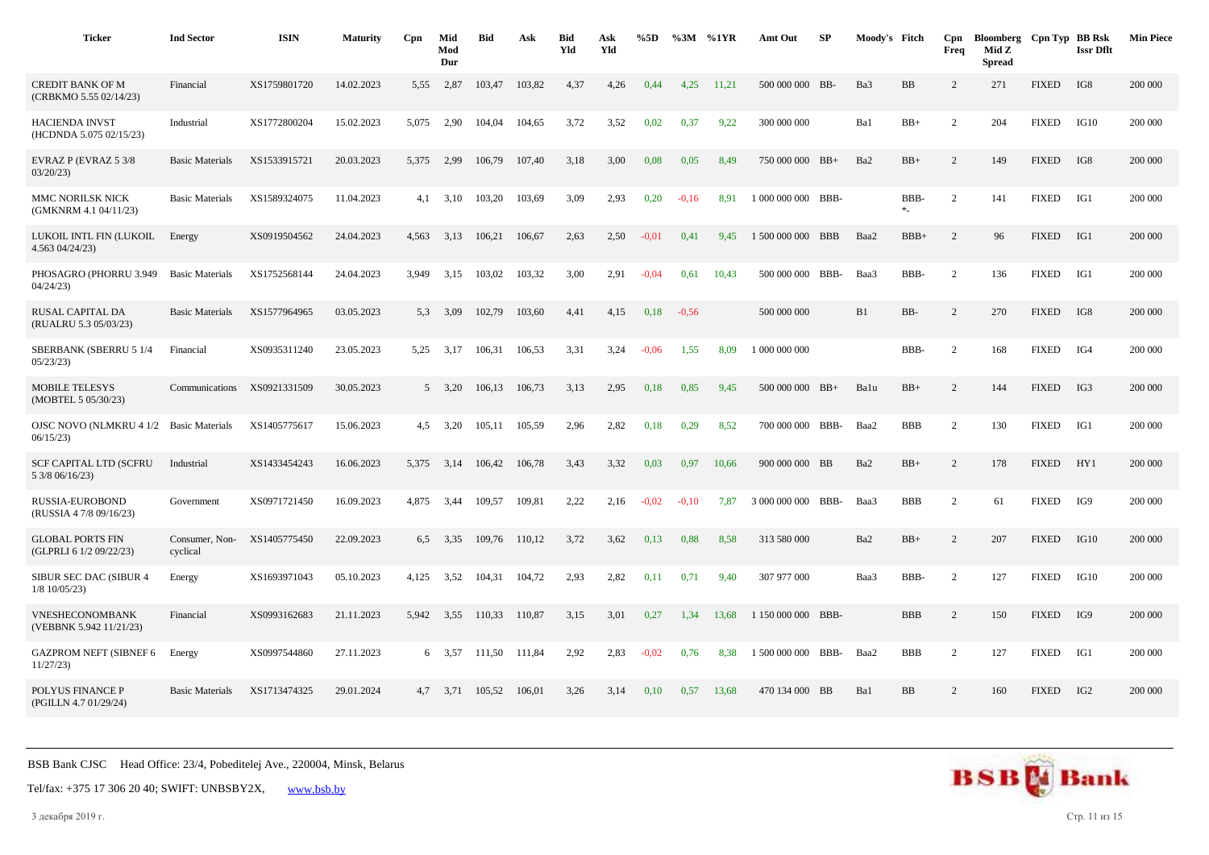| Ticker | Ind Sector | ISIN | Maturity | Cpn | Mid Mod Dur | Bid | Ask | Bid Yld | Ask Yld | %5D | %3M | %1YR | Amt Out | SP | Moody's | Fitch | Cpn Freq | Bloomberg Mid Z Spread | Cpn Typ | BB Rsk Issr Dflt | Min Piece |
|---|---|---|---|---|---|---|---|---|---|---|---|---|---|---|---|---|---|---|---|---|---|
| CREDIT BANK OF M (CRBKMO 5.55 02/14/23) | Financial | XS1759801720 | 14.02.2023 | 5,55 | 2,87 | 103,47 | 103,82 | 4,37 | 4,26 | 0,44 | 4,25 | 11,21 | 500 000 000 | BB- | Ba3 | BB | 2 | 271 | FIXED | IG8 | 200 000 |
| HACIENDA INVST (HCDNDA 5.075 02/15/23) | Industrial | XS1772800204 | 15.02.2023 | 5,075 | 2,90 | 104,04 | 104,65 | 3,72 | 3,52 | 0,02 | 0,37 | 9,22 | 300 000 000 | | Ba1 | BB+ | 2 | 204 | FIXED | IG10 | 200 000 |
| EVRAZ P (EVRAZ 5 3/8 03/20/23) | Basic Materials | XS1533915721 | 20.03.2023 | 5,375 | 2,99 | 106,79 | 107,40 | 3,18 | 3,00 | 0,08 | 0,05 | 8,49 | 750 000 000 | BB+ | Ba2 | BB+ | 2 | 149 | FIXED | IG8 | 200 000 |
| MMC NORILSK NICK (GMKNRM 4.1 04/11/23) | Basic Materials | XS1589324075 | 11.04.2023 | 4,1 | 3,10 | 103,20 | 103,69 | 3,09 | 2,93 | 0,20 | -0,16 | 8,91 | 1 000 000 000 | BBB- | | BBB- *- | 2 | 141 | FIXED | IG1 | 200 000 |
| LUKOIL INTL FIN (LUKOIL 4.563 04/24/23) | Energy | XS0919504562 | 24.04.2023 | 4,563 | 3,13 | 106,21 | 106,67 | 2,63 | 2,50 | -0,01 | 0,41 | 9,45 | 1 500 000 000 | BBB | Baa2 | BBB+ | 2 | 96 | FIXED | IG1 | 200 000 |
| PHOSAGRO (PHORRU 3.949 04/24/23) | Basic Materials | XS1752568144 | 24.04.2023 | 3,949 | 3,15 | 103,02 | 103,32 | 3,00 | 2,91 | -0,04 | 0,61 | 10,43 | 500 000 000 | BBB- | Baa3 | BBB- | 2 | 136 | FIXED | IG1 | 200 000 |
| RUSAL CAPITAL DA (RUALRU 5.3 05/03/23) | Basic Materials | XS1577964965 | 03.05.2023 | 5,3 | 3,09 | 102,79 | 103,60 | 4,41 | 4,15 | 0,18 | -0,56 | | 500 000 000 | | B1 | BB- | 2 | 270 | FIXED | IG8 | 200 000 |
| SBERBANK (SBERRU 5 1/4 05/23/23) | Financial | XS0935311240 | 23.05.2023 | 5,25 | 3,17 | 106,31 | 106,53 | 3,31 | 3,24 | -0,06 | 1,55 | 8,09 | 1 000 000 000 | | | BBB- | 2 | 168 | FIXED | IG4 | 200 000 |
| MOBILE TELESYS (MOBTEL 5 05/30/23) | Communications | XS0921331509 | 30.05.2023 | 5 | 3,20 | 106,13 | 106,73 | 3,13 | 2,95 | 0,18 | 0,85 | 9,45 | 500 000 000 | BB+ | Ba1u | BB+ | 2 | 144 | FIXED | IG3 | 200 000 |
| OJSC NOVO (NLMKRU 4 1/2 06/15/23) | Basic Materials | XS1405775617 | 15.06.2023 | 4,5 | 3,20 | 105,11 | 105,59 | 2,96 | 2,82 | 0,18 | 0,29 | 8,52 | 700 000 000 | BBB- | Baa2 | BBB | 2 | 130 | FIXED | IG1 | 200 000 |
| SCF CAPITAL LTD (SCFRU 5 3/8 06/16/23) | Industrial | XS1433454243 | 16.06.2023 | 5,375 | 3,14 | 106,42 | 106,78 | 3,43 | 3,32 | 0,03 | 0,97 | 10,66 | 900 000 000 | BB | Ba2 | BB+ | 2 | 178 | FIXED | HY1 | 200 000 |
| RUSSIA-EUROBOND (RUSSIA 4 7/8 09/16/23) | Government | XS0971721450 | 16.09.2023 | 4,875 | 3,44 | 109,57 | 109,81 | 2,22 | 2,16 | -0,02 | -0,10 | 7,87 | 3 000 000 000 | BBB- | Baa3 | BBB | 2 | 61 | FIXED | IG9 | 200 000 |
| GLOBAL PORTS FIN (GLPRLI 6 1/2 09/22/23) | Consumer, Non-cyclical | XS1405775450 | 22.09.2023 | 6,5 | 3,35 | 109,76 | 110,12 | 3,72 | 3,62 | 0,13 | 0,88 | 8,58 | 313 580 000 | | Ba2 | BB+ | 2 | 207 | FIXED | IG10 | 200 000 |
| SIBUR SEC DAC (SIBUR 4 1/8 10/05/23) | Energy | XS1693971043 | 05.10.2023 | 4,125 | 3,52 | 104,31 | 104,72 | 2,93 | 2,82 | 0,11 | 0,71 | 9,40 | 307 977 000 | | Baa3 | BBB- | 2 | 127 | FIXED | IG10 | 200 000 |
| VNESHECONOMBANK (VEBBNK 5.942 11/21/23) | Financial | XS0993162683 | 21.11.2023 | 5,942 | 3,55 | 110,33 | 110,87 | 3,15 | 3,01 | 0,27 | 1,34 | 13,68 | 1 150 000 000 | BBB- | | BBB | 2 | 150 | FIXED | IG9 | 200 000 |
| GAZPROM NEFT (SIBNEF 6 11/27/23) | Energy | XS0997544860 | 27.11.2023 | 6 | 3,57 | 111,50 | 111,84 | 2,92 | 2,83 | -0,02 | 0,76 | 8,38 | 1 500 000 000 | BBB- | Baa2 | BBB | 2 | 127 | FIXED | IG1 | 200 000 |
| POLYUS FINANCE P (PGILLN 4.7 01/29/24) | Basic Materials | XS1713474325 | 29.01.2024 | 4,7 | 3,71 | 105,52 | 106,01 | 3,26 | 3,14 | 0,10 | 0,57 | 13,68 | 470 134 000 | BB | Ba1 | BB | 2 | 160 | FIXED | IG2 | 200 000 |

BSB Bank CJSC Head Office: 23/4, Pobeditelej Ave., 220004, Minsk, Belarus

Tel/fax: +375 17 306 20 40; SWIFT: UNBSBY2X, www.bsb.by

3 декабря 2019 г.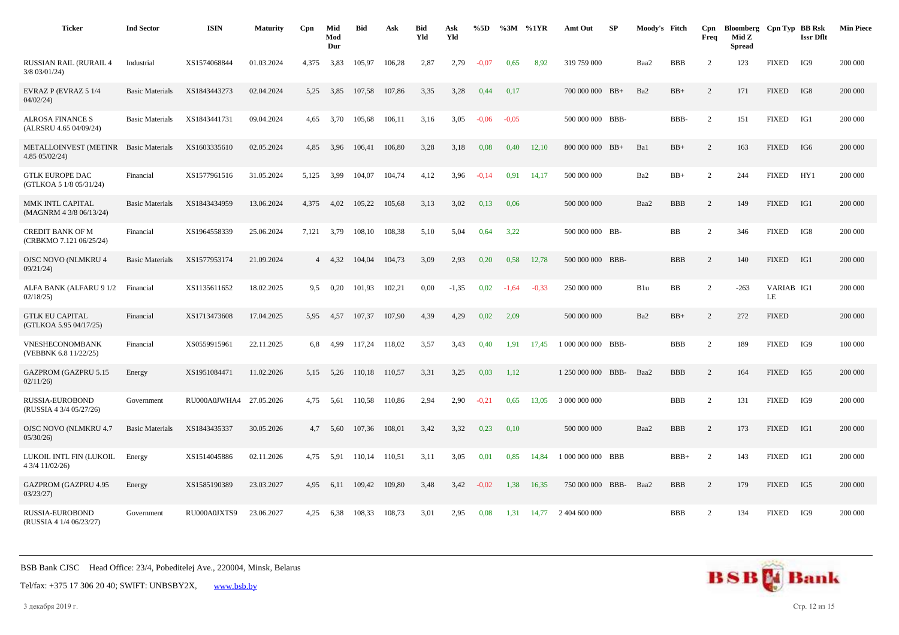| Ticker | Ind Sector | ISIN | Maturity | Cpn | Mid Mod Dur | Bid | Ask | Bid Yld | Ask Yld | %5D | %3M | %1YR | Amt Out | SP | Moody's | Fitch | Cpn Freq | Bloomberg Mid Z Spread | Cpn Typ | BB Rsk Issr Dflt | Min Piece |
|---|---|---|---|---|---|---|---|---|---|---|---|---|---|---|---|---|---|---|---|---|---|
| RUSSIAN RAIL (RURAIL 4 3/8 03/01/24) | Industrial | XS1574068844 | 01.03.2024 | 4,375 | 3,83 | 105,97 | 106,28 | 2,87 | 2,79 | -0,07 | 0,65 | 8,92 | 319 759 000 | | Baa2 | BBB | 2 | 123 | FIXED | IG9 | 200 000 |
| EVRAZ P (EVRAZ 5 1/4 04/02/24) | Basic Materials | XS1843443273 | 02.04.2024 | 5,25 | 3,85 | 107,58 | 107,86 | 3,35 | 3,28 | 0,44 | 0,17 | | 700 000 000 | BB+ | Ba2 | BB+ | 2 | 171 | FIXED | IG8 | 200 000 |
| ALROSA FINANCE S (ALRSRU 4.65 04/09/24) | Basic Materials | XS1843441731 | 09.04.2024 | 4,65 | 3,70 | 105,68 | 106,11 | 3,16 | 3,05 | -0,06 | -0,05 | | 500 000 000 | BBB- | | BBB- | 2 | 151 | FIXED | IG1 | 200 000 |
| METALLOINVEST (METINR 4.85 05/02/24) | Basic Materials | XS1603335610 | 02.05.2024 | 4,85 | 3,96 | 106,41 | 106,80 | 3,28 | 3,18 | 0,08 | 0,40 | 12,10 | 800 000 000 | BB+ | Ba1 | BB+ | 2 | 163 | FIXED | IG6 | 200 000 |
| GTLK EUROPE DAC (GTLKOA 5 1/8 05/31/24) | Financial | XS1577961516 | 31.05.2024 | 5,125 | 3,99 | 104,07 | 104,74 | 4,12 | 3,96 | -0,14 | 0,91 | 14,17 | 500 000 000 | | Ba2 | BB+ | 2 | 244 | FIXED | HY1 | 200 000 |
| MMK INTL CAPITAL (MAGNRM 4 3/8 06/13/24) | Basic Materials | XS1843434959 | 13.06.2024 | 4,375 | 4,02 | 105,22 | 105,68 | 3,13 | 3,02 | 0,13 | 0,06 | | 500 000 000 | | Baa2 | BBB | 2 | 149 | FIXED | IG1 | 200 000 |
| CREDIT BANK OF M (CRBKMO 7.121 06/25/24) | Financial | XS1964558339 | 25.06.2024 | 7,121 | 3,79 | 108,10 | 108,38 | 5,10 | 5,04 | 0,64 | 3,22 | | 500 000 000 | BB- | | BB | 2 | 346 | FIXED | IG8 | 200 000 |
| OJSC NOVO (NLMKRU 4 09/21/24) | Basic Materials | XS1577953174 | 21.09.2024 | 4 | 4,32 | 104,04 | 104,73 | 3,09 | 2,93 | 0,20 | 0,58 | 12,78 | 500 000 000 | BBB- | | BBB | 2 | 140 | FIXED | IG1 | 200 000 |
| ALFA BANK (ALFARU 9 1/2 02/18/25) | Financial | XS1135611652 | 18.02.2025 | 9,5 | 0,20 | 101,93 | 102,21 | 0,00 | -1,35 | 0,02 | -1,64 | -0,33 | 250 000 000 | | B1u | BB | 2 | -263 | VARIABLE | IG1 | 200 000 |
| GTLK EU CAPITAL (GTLKOA 5.95 04/17/25) | Financial | XS1713473608 | 17.04.2025 | 5,95 | 4,57 | 107,37 | 107,90 | 4,39 | 4,29 | 0,02 | 2,09 | | 500 000 000 | | Ba2 | BB+ | 2 | 272 | FIXED | | 200 000 |
| VNESHECONOMBANK (VEBBNK 6.8 11/22/25) | Financial | XS0559915961 | 22.11.2025 | 6,8 | 4,99 | 117,24 | 118,02 | 3,57 | 3,43 | 0,40 | 1,91 | 17,45 | 1 000 000 000 | BBB- | | BBB | 2 | 189 | FIXED | IG9 | 100 000 |
| GAZPROM (GAZPRU 5.15 02/11/26) | Energy | XS1951084471 | 11.02.2026 | 5,15 | 5,26 | 110,18 | 110,57 | 3,31 | 3,25 | 0,03 | 1,12 | | 1 250 000 000 | BBB- | Baa2 | BBB | 2 | 164 | FIXED | IG5 | 200 000 |
| RUSSIA-EUROBOND (RUSSIA 4 3/4 05/27/26) | Government | RU000A0JWHA4 | 27.05.2026 | 4,75 | 5,61 | 110,58 | 110,86 | 2,94 | 2,90 | -0,21 | 0,65 | 13,05 | 3 000 000 000 | | | BBB | 2 | 131 | FIXED | IG9 | 200 000 |
| OJSC NOVO (NLMKRU 4.7 05/30/26) | Basic Materials | XS1843435337 | 30.05.2026 | 4,7 | 5,60 | 107,36 | 108,01 | 3,42 | 3,32 | 0,23 | 0,10 | | 500 000 000 | | Baa2 | BBB | 2 | 173 | FIXED | IG1 | 200 000 |
| LUKOIL INTL FIN (LUKOIL 4 3/4 11/02/26) | Energy | XS1514045886 | 02.11.2026 | 4,75 | 5,91 | 110,14 | 110,51 | 3,11 | 3,05 | 0,01 | 0,85 | 14,84 | 1 000 000 000 | BBB | | BBB+ | 2 | 143 | FIXED | IG1 | 200 000 |
| GAZPROM (GAZPRU 4.95 03/23/27) | Energy | XS1585190389 | 23.03.2027 | 4,95 | 6,11 | 109,42 | 109,80 | 3,48 | 3,42 | -0,02 | 1,38 | 16,35 | 750 000 000 | BBB- | Baa2 | BBB | 2 | 179 | FIXED | IG5 | 200 000 |
| RUSSIA-EUROBOND (RUSSIA 4 1/4 06/23/27) | Government | RU000A0JXTS9 | 23.06.2027 | 4,25 | 6,38 | 108,33 | 108,73 | 3,01 | 2,95 | 0,08 | 1,31 | 14,77 | 2 404 600 000 | | | BBB | 2 | 134 | FIXED | IG9 | 200 000 |

BSB Bank CJSC Head Office: 23/4, Pobeditelej Ave., 220004, Minsk, Belarus

Tel/fax: +375 17 306 20 40; SWIFT: UNBSBY2X, www.bsb.by

3 декабря 2019 г.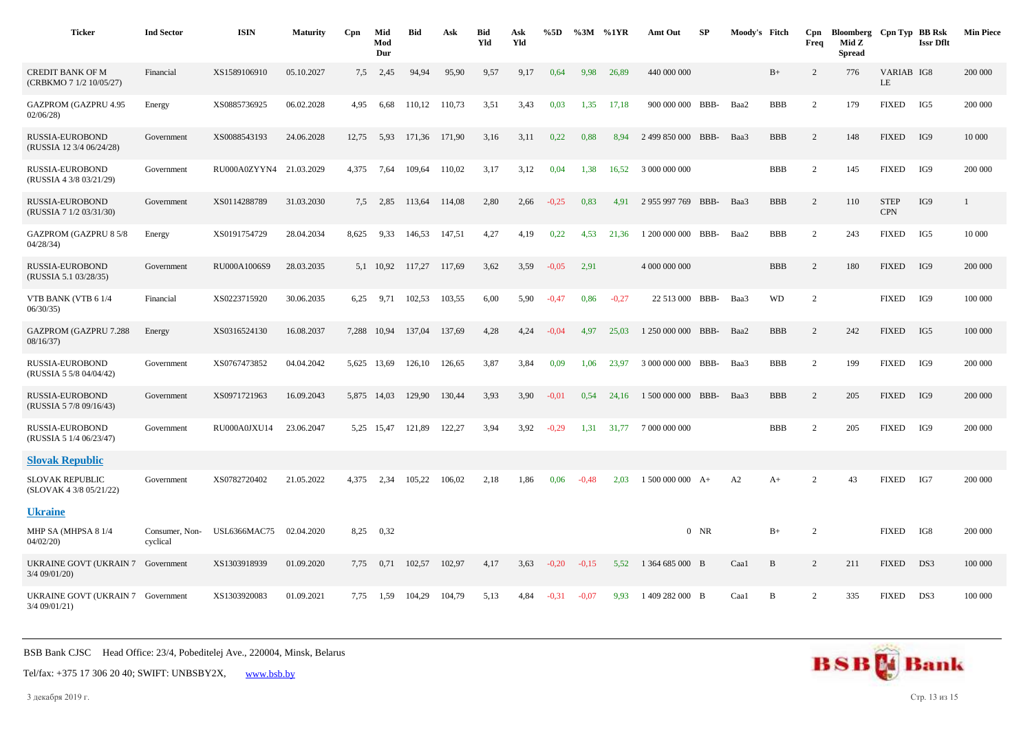| Ticker | Ind Sector | ISIN | Maturity | Cpn | Mid Mod Dur | Bid | Ask | Bid Yld | Ask Yld | %5D | %3M | %1YR | Amt Out | SP | Moody's | Fitch | Cpn Freq | Bloomberg Mid Z Spread | Cpn Typ | BB Rsk Issr Dflt | Min Piece |
|---|---|---|---|---|---|---|---|---|---|---|---|---|---|---|---|---|---|---|---|---|---|
| CREDIT BANK OF M (CRBKMO 7 1/2 10/05/27) | Financial | XS1589106910 | 05.10.2027 | 7,5 | 2,45 | 94,94 | 95,90 | 9,57 | 9,17 | 0,64 | 9,98 | 26,89 | 440 000 000 | | | B+ | 2 | 776 | VARIABLE | IG8 | 200 000 |
| GAZPROM (GAZPRU 4.95 02/06/28) | Energy | XS0885736925 | 06.02.2028 | 4,95 | 6,68 | 110,12 | 110,73 | 3,51 | 3,43 | 0,03 | 1,35 | 17,18 | 900 000 000 | BBB- | Baa2 | BBB | 2 | 179 | FIXED | IG5 | 200 000 |
| RUSSIA-EUROBOND (RUSSIA 12 3/4 06/24/28) | Government | XS0088543193 | 24.06.2028 | 12,75 | 5,93 | 171,36 | 171,90 | 3,16 | 3,11 | 0,22 | 0,88 | 8,94 | 2 499 850 000 | BBB- | Baa3 | BBB | 2 | 148 | FIXED | IG9 | 10 000 |
| RUSSIA-EUROBOND (RUSSIA 4 3/8 03/21/29) | Government | RU000A0ZYYN4 | 21.03.2029 | 4,375 | 7,64 | 109,64 | 110,02 | 3,17 | 3,12 | 0,04 | 1,38 | 16,52 | 3 000 000 000 | | | BBB | 2 | 145 | FIXED | IG9 | 200 000 |
| RUSSIA-EUROBOND (RUSSIA 7 1/2 03/31/30) | Government | XS0114288789 | 31.03.2030 | 7,5 | 2,85 | 113,64 | 114,08 | 2,80 | 2,66 | -0,25 | 0,83 | 4,91 | 2 955 997 769 | BBB- | Baa3 | BBB | 2 | 110 | STEP CPN | IG9 | 1 |
| GAZPROM (GAZPRU 8 5/8 04/28/34) | Energy | XS0191754729 | 28.04.2034 | 8,625 | 9,33 | 146,53 | 147,51 | 4,27 | 4,19 | 0,22 | 4,53 | 21,36 | 1 200 000 000 | BBB- | Baa2 | BBB | 2 | 243 | FIXED | IG5 | 10 000 |
| RUSSIA-EUROBOND (RUSSIA 5.1 03/28/35) | Government | RU000A1006S9 | 28.03.2035 | 5,1 | 10,92 | 117,27 | 117,69 | 3,62 | 3,59 | -0,05 | 2,91 | | 4 000 000 000 | | | BBB | 2 | 180 | FIXED | IG9 | 200 000 |
| VTB BANK (VTB 6 1/4 06/30/35) | Financial | XS0223715920 | 30.06.2035 | 6,25 | 9,71 | 102,53 | 103,55 | 6,00 | 5,90 | -0,47 | 0,86 | -0,27 | 22 513 000 | BBB- | Baa3 | WD | 2 | | FIXED | IG9 | 100 000 |
| GAZPROM (GAZPRU 7.288 08/16/37) | Energy | XS0316524130 | 16.08.2037 | 7,288 | 10,94 | 137,04 | 137,69 | 4,28 | 4,24 | -0,04 | 4,97 | 25,03 | 1 250 000 000 | BBB- | Baa2 | BBB | 2 | 242 | FIXED | IG5 | 100 000 |
| RUSSIA-EUROBOND (RUSSIA 5 5/8 04/04/42) | Government | XS0767473852 | 04.04.2042 | 5,625 | 13,69 | 126,10 | 126,65 | 3,87 | 3,84 | 0,09 | 1,06 | 23,97 | 3 000 000 000 | BBB- | Baa3 | BBB | 2 | 199 | FIXED | IG9 | 200 000 |
| RUSSIA-EUROBOND (RUSSIA 5 7/8 09/16/43) | Government | XS0971721963 | 16.09.2043 | 5,875 | 14,03 | 129,90 | 130,44 | 3,93 | 3,90 | -0,01 | 0,54 | 24,16 | 1 500 000 000 | BBB- | Baa3 | BBB | 2 | 205 | FIXED | IG9 | 200 000 |
| RUSSIA-EUROBOND (RUSSIA 5 1/4 06/23/47) | Government | RU000A0JXU14 | 23.06.2047 | 5,25 | 15,47 | 121,89 | 122,27 | 3,94 | 3,92 | -0,29 | 1,31 | 31,77 | 7 000 000 000 | | | BBB | 2 | 205 | FIXED | IG9 | 200 000 |
| **Slovak Republic** | | | | | | | | | | | | | | | | | | | | | |
| SLOVAK REPUBLIC (SLOVAK 4 3/8 05/21/22) | Government | XS0782720402 | 21.05.2022 | 4,375 | 2,34 | 105,22 | 106,02 | 2,18 | 1,86 | 0,06 | -0,48 | 2,03 | 1 500 000 000 | A+ | A2 | A+ | 2 | 43 | FIXED | IG7 | 200 000 |
| **Ukraine** | | | | | | | | | | | | | | | | | | | | | |
| MHP SA (MHPSA 8 1/4 04/02/20) | Consumer, Non-cyclical | USL6366MAC75 | 02.04.2020 | 8,25 | 0,32 | | | | | | | | 0 | NR | | B+ | 2 | | FIXED | IG8 | 200 000 |
| UKRAINE GOVT (UKRAIN 7 3/4 09/01/20) | Government | XS1303918939 | 01.09.2020 | 7,75 | 0,71 | 102,57 | 102,97 | 4,17 | 3,63 | -0,20 | -0,15 | 5,52 | 1 364 685 000 | B | Caa1 | B | 2 | 211 | FIXED | DS3 | 100 000 |
| UKRAINE GOVT (UKRAIN 7 3/4 09/01/21) | Government | XS1303920083 | 01.09.2021 | 7,75 | 1,59 | 104,29 | 104,79 | 5,13 | 4,84 | -0,31 | -0,07 | 9,93 | 1 409 282 000 | B | Caa1 | B | 2 | 335 | FIXED | DS3 | 100 000 |

BSB Bank CJSC Head Office: 23/4, Pobeditelej Ave., 220004, Minsk, Belarus

Tel/fax: +375 17 306 20 40; SWIFT: UNBSBY2X, www.bsb.by

3 декабря 2019 г.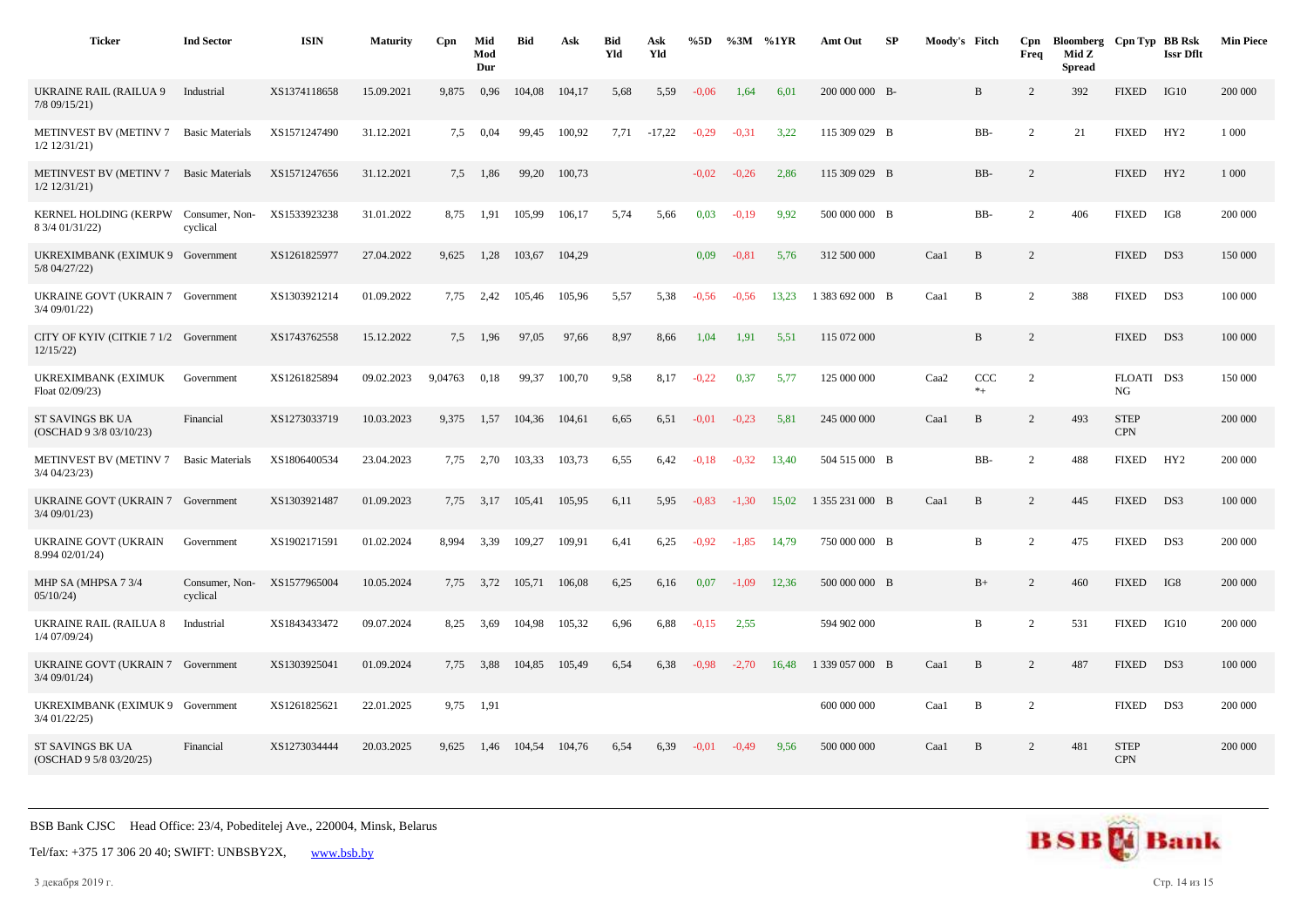| Ticker | Ind Sector | ISIN | Maturity | Cpn | Mid Mod Dur | Bid | Ask | Bid Yld | Ask Yld | %5D | %3M | %1YR | Amt Out | SP | Moody's | Fitch | Cpn Freq | Bloomberg Mid Z Spread | Cpn Typ | BB Rsk Issr Dflt | Min Piece |
|---|---|---|---|---|---|---|---|---|---|---|---|---|---|---|---|---|---|---|---|---|---|
| UKRAINE RAIL (RAILUA 9 7/8 09/15/21) | Industrial | XS1374118658 | 15.09.2021 | 9,875 | 0,96 | 104,08 | 104,17 | 5,68 | 5,59 | -0,06 | 1,64 | 6,01 | 200 000 000 | B- | | B | 2 | 392 | FIXED | IG10 | 200 000 |
| METINVEST BV (METINV 7 1/2 12/31/21) | Basic Materials | XS1571247490 | 31.12.2021 | 7,5 | 0,04 | 99,45 | 100,92 | 7,71 | -17,22 | -0,29 | -0,31 | 3,22 | 115 309 029 | B | | BB- | 2 | 21 | FIXED | HY2 | 1 000 |
| METINVEST BV (METINV 7 1/2 12/31/21) | Basic Materials | XS1571247656 | 31.12.2021 | 7,5 | 1,86 | 99,20 | 100,73 | | | -0,02 | -0,26 | 2,86 | 115 309 029 | B | | BB- | 2 | | FIXED | HY2 | 1 000 |
| KERNEL HOLDING (KERPW 8 3/4 01/31/22) | Consumer, Non-cyclical | XS1533923238 | 31.01.2022 | 8,75 | 1,91 | 105,99 | 106,17 | 5,74 | 5,66 | 0,03 | -0,19 | 9,92 | 500 000 000 | B | | BB- | 2 | 406 | FIXED | IG8 | 200 000 |
| UKREXIMBANK (EXIMUK 9 5/8 04/27/22) | Government | XS1261825977 | 27.04.2022 | 9,625 | 1,28 | 103,67 | 104,29 | | | 0,09 | -0,81 | 5,76 | 312 500 000 | | Caa1 | B | 2 | | FIXED | DS3 | 150 000 |
| UKRAINE GOVT (UKRAIN 7 3/4 09/01/22) | Government | XS1303921214 | 01.09.2022 | 7,75 | 2,42 | 105,46 | 105,96 | 5,57 | 5,38 | -0,56 | -0,56 | 13,23 | 1 383 692 000 | B | Caa1 | B | 2 | 388 | FIXED | DS3 | 100 000 |
| CITY OF KYIV (CITKIE 7 1/2 12/15/22) | Government | XS1743762558 | 15.12.2022 | 7,5 | 1,96 | 97,05 | 97,66 | 8,97 | 8,66 | 1,04 | 1,91 | 5,51 | 115 072 000 | | | B | 2 | | FIXED | DS3 | 100 000 |
| UKREXIMBANK (EXIMUK Float 02/09/23) | Government | XS1261825894 | 09.02.2023 | 9,04763 | 0,18 | 99,37 | 100,70 | 9,58 | 8,17 | -0,22 | 0,37 | 5,77 | 125 000 000 | | Caa2 | CCC *+ | 2 | | FLOATING | DS3 | 150 000 |
| ST SAVINGS BK UA (OSCHAD 9 3/8 03/10/23) | Financial | XS1273033719 | 10.03.2023 | 9,375 | 1,57 | 104,36 | 104,61 | 6,65 | 6,51 | -0,01 | -0,23 | 5,81 | 245 000 000 | | Caa1 | B | 2 | 493 | STEP CPN | | 200 000 |
| METINVEST BV (METINV 7 3/4 04/23/23) | Basic Materials | XS1806400534 | 23.04.2023 | 7,75 | 2,70 | 103,33 | 103,73 | 6,55 | 6,42 | -0,18 | -0,32 | 13,40 | 504 515 000 | B | | BB- | 2 | 488 | FIXED | HY2 | 200 000 |
| UKRAINE GOVT (UKRAIN 7 3/4 09/01/23) | Government | XS1303921487 | 01.09.2023 | 7,75 | 3,17 | 105,41 | 105,95 | 6,11 | 5,95 | -0,83 | -1,30 | 15,02 | 1 355 231 000 | B | Caa1 | B | 2 | 445 | FIXED | DS3 | 100 000 |
| UKRAINE GOVT (UKRAIN 8.994 02/01/24) | Government | XS1902171591 | 01.02.2024 | 8,994 | 3,39 | 109,27 | 109,91 | 6,41 | 6,25 | -0,92 | -1,85 | 14,79 | 750 000 000 | B | | B | 2 | 475 | FIXED | DS3 | 200 000 |
| MHP SA (MHPSA 7 3/4 05/10/24) | Consumer, Non-cyclical | XS1577965004 | 10.05.2024 | 7,75 | 3,72 | 105,71 | 106,08 | 6,25 | 6,16 | 0,07 | -1,09 | 12,36 | 500 000 000 | B | | B+ | 2 | 460 | FIXED | IG8 | 200 000 |
| UKRAINE RAIL (RAILUA 8 1/4 07/09/24) | Industrial | XS1843433472 | 09.07.2024 | 8,25 | 3,69 | 104,98 | 105,32 | 6,96 | 6,88 | -0,15 | 2,55 | | 594 902 000 | | | B | 2 | 531 | FIXED | IG10 | 200 000 |
| UKRAINE GOVT (UKRAIN 7 3/4 09/01/24) | Government | XS1303925041 | 01.09.2024 | 7,75 | 3,88 | 104,85 | 105,49 | 6,54 | 6,38 | -0,98 | -2,70 | 16,48 | 1 339 057 000 | B | Caa1 | B | 2 | 487 | FIXED | DS3 | 100 000 |
| UKREXIMBANK (EXIMUK 9 3/4 01/22/25) | Government | XS1261825621 | 22.01.2025 | 9,75 | 1,91 | | | | | | | | 600 000 000 | | Caa1 | B | 2 | | FIXED | DS3 | 200 000 |
| ST SAVINGS BK UA (OSCHAD 9 5/8 03/20/25) | Financial | XS1273034444 | 20.03.2025 | 9,625 | 1,46 | 104,54 | 104,76 | 6,54 | 6,39 | -0,01 | -0,49 | 9,56 | 500 000 000 | | Caa1 | B | 2 | 481 | STEP CPN | | 200 000 |

BSB Bank CJSC Head Office: 23/4, Pobeditelej Ave., 220004, Minsk, Belarus

Tel/fax: +375 17 306 20 40; SWIFT: UNBSBY2X, www.bsb.by

3 декабря 2019 г.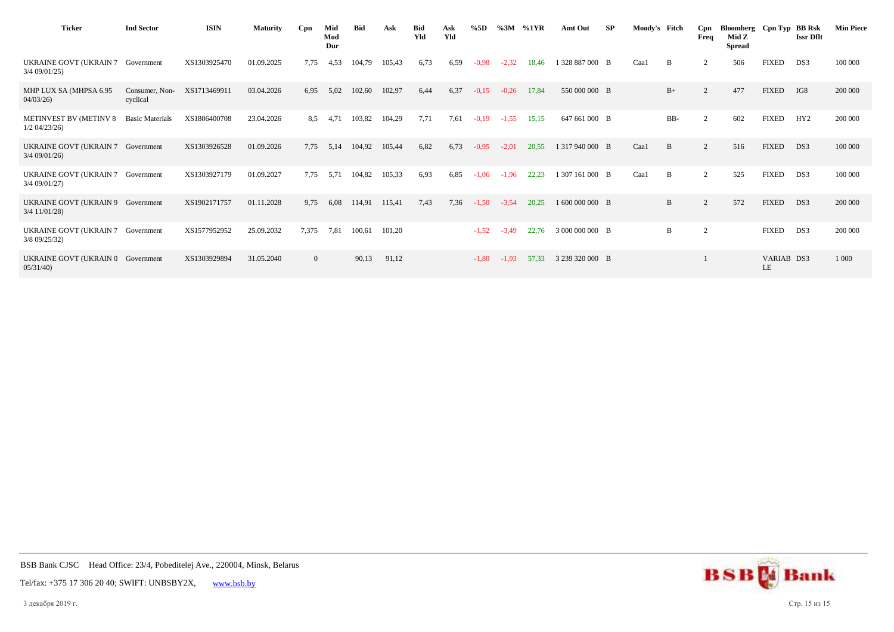| Ticker | Ind Sector | ISIN | Maturity | Cpn | Mid Mod Dur | Bid | Ask | Bid Yld | Ask Yld | %5D | %3M | %1YR | Amt Out | SP | Moody's | Fitch | Cpn Freq | Bloomberg Mid Z Spread | Cpn Typ | BB Rsk Issr Dflt | Min Piece |
|---|---|---|---|---|---|---|---|---|---|---|---|---|---|---|---|---|---|---|---|---|---|
| UKRAINE GOVT (UKRAIN 7 3/4 09/01/25) | Government | XS1303925470 | 01.09.2025 | 7,75 | 4,53 | 104,79 | 105,43 | 6,73 | 6,59 | -0,98 | -2,32 | 18,46 | 1 328 887 000 | B | Caa1 | B | 2 | 506 | FIXED | DS3 | 100 000 |
| MHP LUX SA (MHPSA 6.95 04/03/26) | Consumer, Non-cyclical | XS1713469911 | 03.04.2026 | 6,95 | 5,02 | 102,60 | 102,97 | 6,44 | 6,37 | -0,15 | -0,26 | 17,84 | 550 000 000 | B | | B+ | 2 | 477 | FIXED | IG8 | 200 000 |
| METINVEST BV (METINV 8 1/2 04/23/26) | Basic Materials | XS1806400708 | 23.04.2026 | 8,5 | 4,71 | 103,82 | 104,29 | 7,71 | 7,61 | -0,19 | -1,55 | 15,15 | 647 661 000 | B | | BB- | 2 | 602 | FIXED | HY2 | 200 000 |
| UKRAINE GOVT (UKRAIN 7 3/4 09/01/26) | Government | XS1303926528 | 01.09.2026 | 7,75 | 5,14 | 104,92 | 105,44 | 6,82 | 6,73 | -0,95 | -2,01 | 20,55 | 1 317 940 000 | B | Caa1 | B | 2 | 516 | FIXED | DS3 | 100 000 |
| UKRAINE GOVT (UKRAIN 7 3/4 09/01/27) | Government | XS1303927179 | 01.09.2027 | 7,75 | 5,71 | 104,82 | 105,33 | 6,93 | 6,85 | -1,06 | -1,96 | 22,23 | 1 307 161 000 | B | Caa1 | B | 2 | 525 | FIXED | DS3 | 100 000 |
| UKRAINE GOVT (UKRAIN 9 3/4 11/01/28) | Government | XS1902171757 | 01.11.2028 | 9,75 | 6,08 | 114,91 | 115,41 | 7,43 | 7,36 | -1,50 | -3,54 | 20,25 | 1 600 000 000 | B | | B | 2 | 572 | FIXED | DS3 | 200 000 |
| UKRAINE GOVT (UKRAIN 7 3/8 09/25/32) | Government | XS1577952952 | 25.09.2032 | 7,375 | 7,81 | 100,61 | 101,20 | | | -1,52 | -3,49 | 22,76 | 3 000 000 000 | B | | B | 2 | | FIXED | DS3 | 200 000 |
| UKRAINE GOVT (UKRAIN 0 05/31/40) | Government | XS1303929894 | 31.05.2040 | 0 | | 90,13 | 91,12 | | | -1,80 | -1,93 | 57,33 | 3 239 320 000 | B | | | 1 | | VARIABLE | DS3 | 1 000 |

BSB Bank CJSC Head Office: 23/4, Pobeditelej Ave., 220004, Minsk, Belarus

Tel/fax: +375 17 306 20 40; SWIFT: UNBSBY2X, www.bsb.by

3 декабря 2019 г.